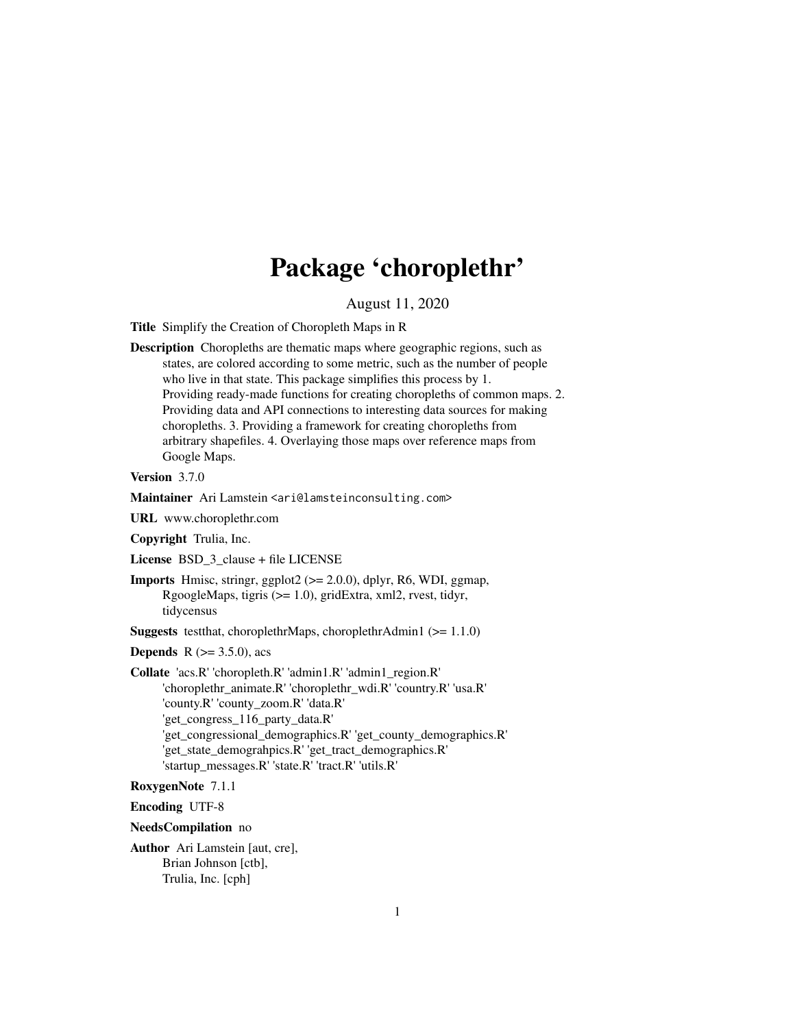# Package 'choroplethr'

August 11, 2020

**Title** Simplify the Creation of Choropleth Maps in R

**Description** Choropleths are thematic maps where geographic regions, such as states, are colored according to some metric, such as the number of people who live in that state. This package simplifies this process by 1. Providing ready-made functions for creating choropleths of common maps. 2. Providing data and API connections to interesting data sources for making choropleths. 3. Providing a framework for creating choropleths from arbitrary shapefiles. 4. Overlaying those maps over reference maps from Google Maps.

**Version** 3.7.0

**Maintainer** Ari Lamstein <ari@lamsteinconsulting.com>

**URL** www.choroplethr.com

**Copyright** Trulia, Inc.

**License** BSD_3_clause + file LICENSE

**Imports** Hmisc, stringr, ggplot2 (>= 2.0.0), dplyr, R6, WDI, ggmap, RgoogleMaps, tigris (>= 1.0), gridExtra, xml2, rvest, tidyr, tidycensus

**Suggests** testthat, choroplethrMaps, choroplethrAdmin1 (>= 1.1.0)

**Depends** R (>= 3.5.0), acs

**Collate** 'acs.R' 'choropleth.R' 'admin1.R' 'admin1_region.R' 'choroplethr_animate.R' 'choroplethr_wdi.R' 'country.R' 'usa.R' 'county.R' 'county_zoom.R' 'data.R' 'get_congress_116_party_data.R' 'get_congressional_demographics.R' 'get_county_demographics.R' 'get_state_demograhpics.R' 'get_tract_demographics.R' 'startup_messages.R' 'state.R' 'tract.R' 'utils.R'

**RoxygenNote** 7.1.1

**Encoding** UTF-8

**NeedsCompilation** no

**Author** Ari Lamstein [aut, cre],
Brian Johnson [ctb],
Trulia, Inc. [cph]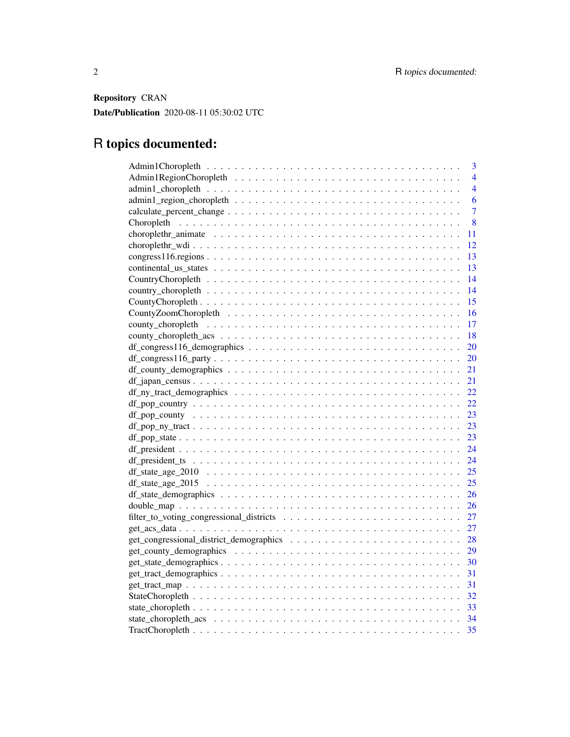**Repository** CRAN

**Date/Publication** 2020-08-11 05:30:02 UTC

# R topics documented:

- Admin1Choropleth . . . . . . . . . . . . . . . . . . . . . . . . . . . . . . . . . . . 3
- Admin1RegionChoropleth . . . . . . . . . . . . . . . . . . . . . . . . . . . . . . . 4
- admin1_choropleth . . . . . . . . . . . . . . . . . . . . . . . . . . . . . . . . . . 4
- admin1_region_choropleth . . . . . . . . . . . . . . . . . . . . . . . . . . . . . . 6
- calculate_percent_change . . . . . . . . . . . . . . . . . . . . . . . . . . . . . . 7
- Choropleth . . . . . . . . . . . . . . . . . . . . . . . . . . . . . . . . . . . . . 8
- choroplethr_animate . . . . . . . . . . . . . . . . . . . . . . . . . . . . . . . . 11
- choroplethr_wdi . . . . . . . . . . . . . . . . . . . . . . . . . . . . . . . . . . 12
- congress116.regions . . . . . . . . . . . . . . . . . . . . . . . . . . . . . . . . 13
- continental_us_states . . . . . . . . . . . . . . . . . . . . . . . . . . . . . . . 13
- CountryChoropleth . . . . . . . . . . . . . . . . . . . . . . . . . . . . . . . . . 14
- country_choropleth . . . . . . . . . . . . . . . . . . . . . . . . . . . . . . . . 14
- CountyChoropleth . . . . . . . . . . . . . . . . . . . . . . . . . . . . . . . . . 15
- CountyZoomChoropleth . . . . . . . . . . . . . . . . . . . . . . . . . . . . . . . 16
- county_choropleth . . . . . . . . . . . . . . . . . . . . . . . . . . . . . . . . . 17
- county_choropleth_acs . . . . . . . . . . . . . . . . . . . . . . . . . . . . . . . 18
- df_congress116_demographics . . . . . . . . . . . . . . . . . . . . . . . . . . . . 20
- df_congress116_party . . . . . . . . . . . . . . . . . . . . . . . . . . . . . . . 20
- df_county_demographics . . . . . . . . . . . . . . . . . . . . . . . . . . . . . . 21
- df_japan_census . . . . . . . . . . . . . . . . . . . . . . . . . . . . . . . . . . 21
- df_ny_tract_demographics . . . . . . . . . . . . . . . . . . . . . . . . . . . . . 22
- df_pop_country . . . . . . . . . . . . . . . . . . . . . . . . . . . . . . . . . . 22
- df_pop_county . . . . . . . . . . . . . . . . . . . . . . . . . . . . . . . . . . . 23
- df_pop_ny_tract . . . . . . . . . . . . . . . . . . . . . . . . . . . . . . . . . . 23
- df_pop_state . . . . . . . . . . . . . . . . . . . . . . . . . . . . . . . . . . . . 23
- df_president . . . . . . . . . . . . . . . . . . . . . . . . . . . . . . . . . . . . 24
- df_president_ts . . . . . . . . . . . . . . . . . . . . . . . . . . . . . . . . . . 24
- df_state_age_2010 . . . . . . . . . . . . . . . . . . . . . . . . . . . . . . . . . 25
- df_state_age_2015 . . . . . . . . . . . . . . . . . . . . . . . . . . . . . . . . . 25
- df_state_demographics . . . . . . . . . . . . . . . . . . . . . . . . . . . . . . . 26
- double_map . . . . . . . . . . . . . . . . . . . . . . . . . . . . . . . . . . . . . 26
- filter_to_voting_congressional_districts . . . . . . . . . . . . . . . . . . . . . . 27
- get_acs_data . . . . . . . . . . . . . . . . . . . . . . . . . . . . . . . . . . . . 27
- get_congressional_district_demographics . . . . . . . . . . . . . . . . . . . . . . 28
- get_county_demographics . . . . . . . . . . . . . . . . . . . . . . . . . . . . . . 29
- get_state_demographics . . . . . . . . . . . . . . . . . . . . . . . . . . . . . . . 30
- get_tract_demographics . . . . . . . . . . . . . . . . . . . . . . . . . . . . . . . 31
- get_tract_map . . . . . . . . . . . . . . . . . . . . . . . . . . . . . . . . . . . . 31
- StateChoropleth . . . . . . . . . . . . . . . . . . . . . . . . . . . . . . . . . . . 32
- state_choropleth . . . . . . . . . . . . . . . . . . . . . . . . . . . . . . . . . . 33
- state_choropleth_acs . . . . . . . . . . . . . . . . . . . . . . . . . . . . . . . . 34
- TractChoropleth . . . . . . . . . . . . . . . . . . . . . . . . . . . . . . . . . . . 35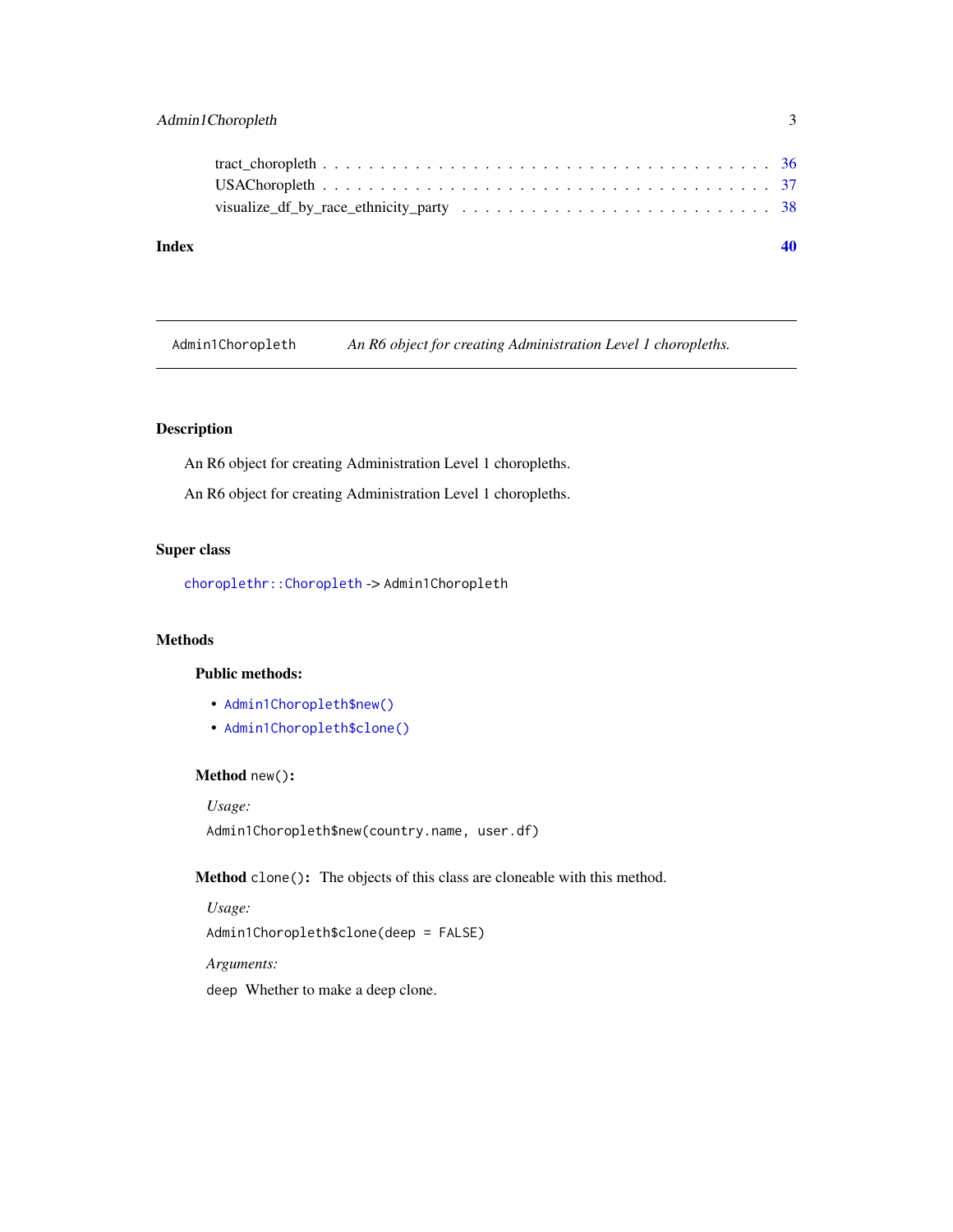tract_choropleth . . . . . . . . . . . . . . . . . . . . . . . . . . . . . . . . . . . . 36
USAChoropleth . . . . . . . . . . . . . . . . . . . . . . . . . . . . . . . . . . . . 37
visualize_df_by_race_ethnicity_party . . . . . . . . . . . . . . . . . . . . . . . . . 38

**Index** **40**

---

`Admin1Choropleth` *An R6 object for creating Administration Level 1 choropleths.*

---

## Description

An R6 object for creating Administration Level 1 choropleths.

An R6 object for creating Administration Level 1 choropleths.

## Super class

`choroplethr::Choropleth` -> `Admin1Choropleth`

## Methods

### Public methods:

- `Admin1Choropleth$new()`
- `Admin1Choropleth$clone()`

**Method** `new()`**:**

*Usage:*

```
Admin1Choropleth$new(country.name, user.df)
```

**Method** `clone()`**:** The objects of this class are cloneable with this method.

*Usage:*

```
Admin1Choropleth$clone(deep = FALSE)
```

*Arguments:*

`deep` Whether to make a deep clone.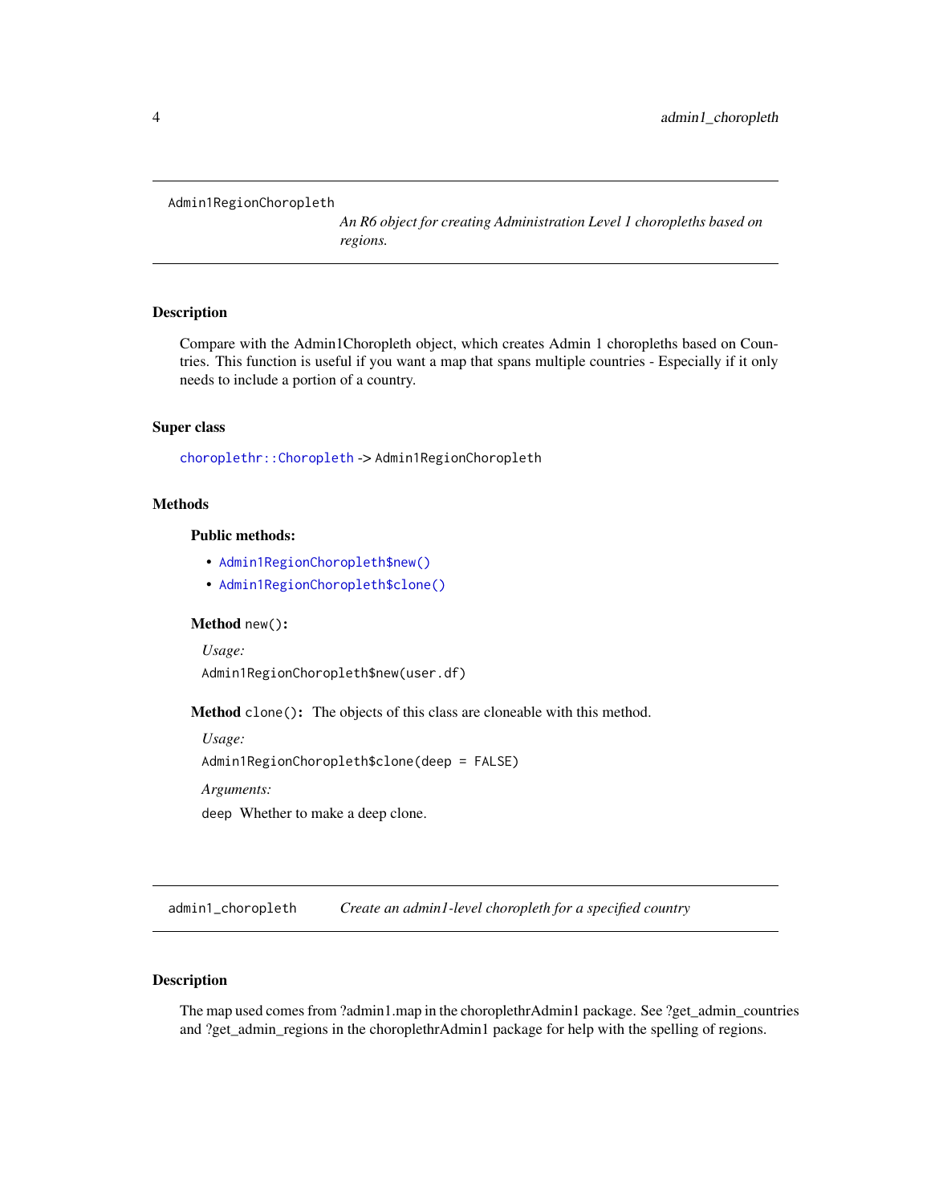## Admin1RegionChoropleth

*An R6 object for creating Administration Level 1 choropleths based on regions.*

### Description

Compare with the Admin1Choropleth object, which creates Admin 1 choropleths based on Countries. This function is useful if you want a map that spans multiple countries - Especially if it only needs to include a portion of a country.

### Super class

`choroplethr::Choropleth` -> `Admin1RegionChoropleth`

### Methods

#### Public methods:

- `Admin1RegionChoropleth$new()`
- `Admin1RegionChoropleth$clone()`

**Method** `new()`:

*Usage:*

```
Admin1RegionChoropleth$new(user.df)
```

**Method** `clone()`: The objects of this class are cloneable with this method.

*Usage:*

```
Admin1RegionChoropleth$clone(deep = FALSE)
```

*Arguments:*

`deep` Whether to make a deep clone.

## admin1_choropleth

*Create an admin1-level choropleth for a specified country*

### Description

The map used comes from ?admin1.map in the choroplethrAdmin1 package. See ?get_admin_countries and ?get_admin_regions in the choroplethrAdmin1 package for help with the spelling of regions.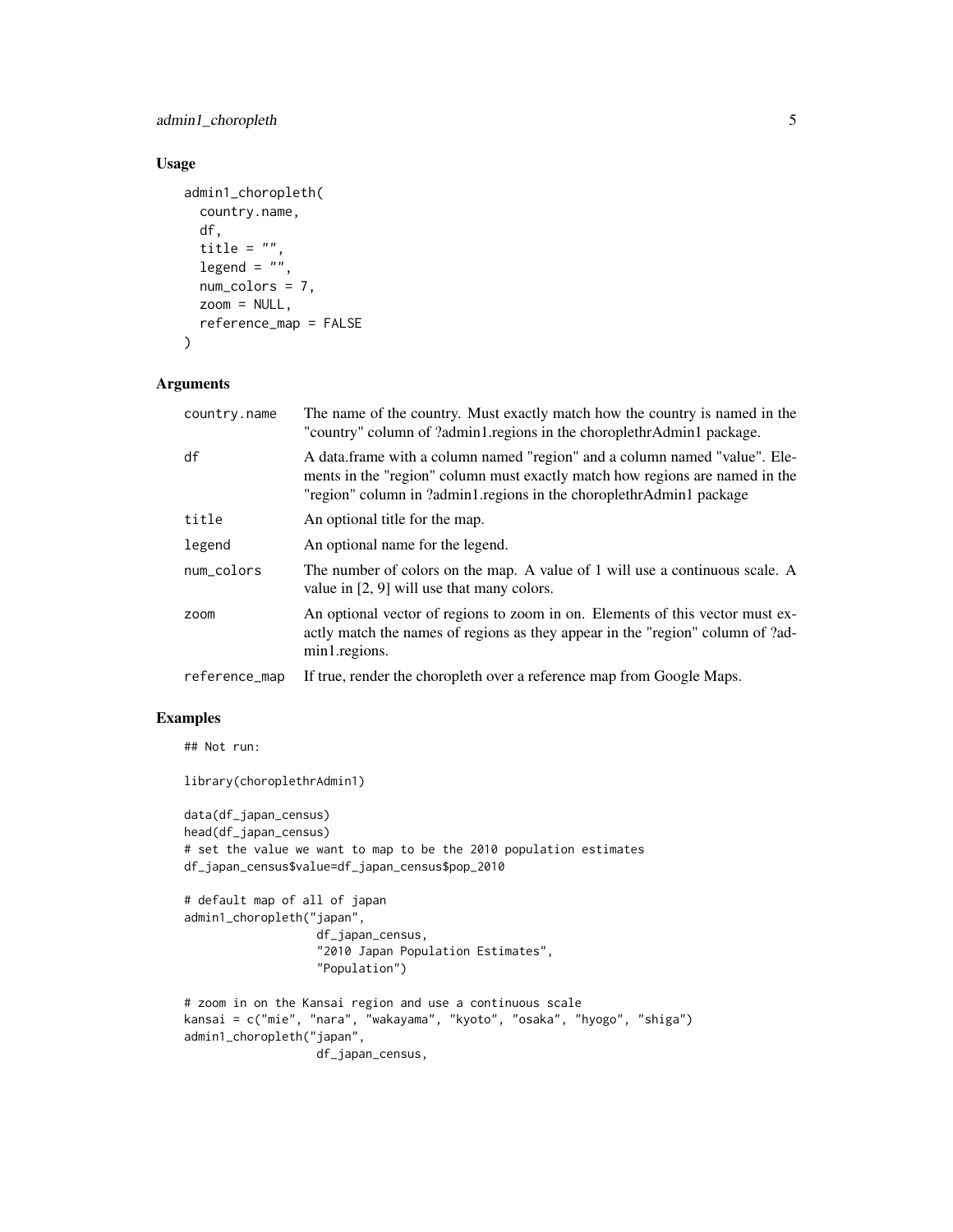## Usage

```
admin1_choropleth(
  country.name,
  df,
  title = "",
  legend = "",
  num_colors = 7,
  zoom = NULL,
  reference_map = FALSE
)
```

## Arguments

| | |
|---|---|
| `country.name` | The name of the country. Must exactly match how the country is named in the "country" column of ?admin1.regions in the choroplethrAdmin1 package. |
| `df` | A data.frame with a column named "region" and a column named "value". Elements in the "region" column must exactly match how regions are named in the "region" column in ?admin1.regions in the choroplethrAdmin1 package |
| `title` | An optional title for the map. |
| `legend` | An optional name for the legend. |
| `num_colors` | The number of colors on the map. A value of 1 will use a continuous scale. A value in [2, 9] will use that many colors. |
| `zoom` | An optional vector of regions to zoom in on. Elements of this vector must exactly match the names of regions as they appear in the "region" column of ?admin1.regions. |
| `reference_map` | If true, render the choropleth over a reference map from Google Maps. |

## Examples

```
## Not run:

library(choroplethrAdmin1)

data(df_japan_census)
head(df_japan_census)
# set the value we want to map to be the 2010 population estimates
df_japan_census$value=df_japan_census$pop_2010

# default map of all of japan
admin1_choropleth("japan",
                  df_japan_census,
                  "2010 Japan Population Estimates",
                  "Population")

# zoom in on the Kansai region and use a continuous scale
kansai = c("mie", "nara", "wakayama", "kyoto", "osaka", "hyogo", "shiga")
admin1_choropleth("japan",
                  df_japan_census,
```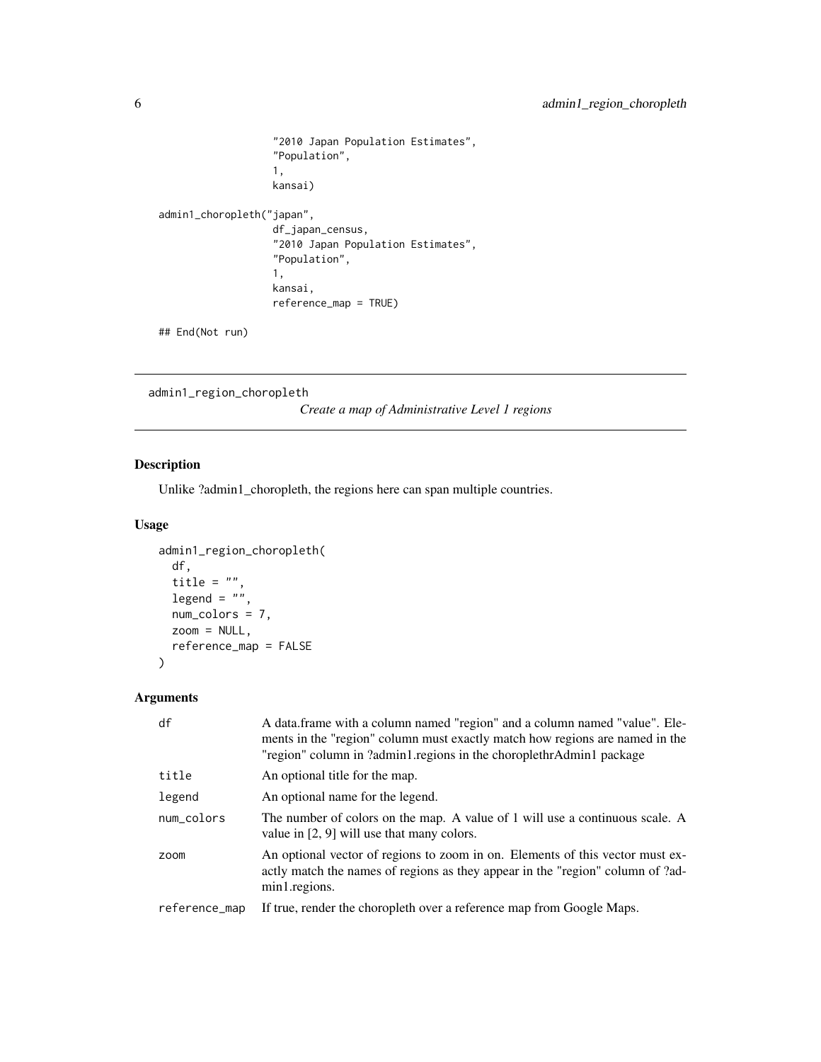```
                   "2010 Japan Population Estimates",
                   "Population",
                   1,
                   kansai)

admin1_choropleth("japan",
                   df_japan_census,
                   "2010 Japan Population Estimates",
                   "Population",
                   1,
                   kansai,
                   reference_map = TRUE)

## End(Not run)
```

## admin1_region_choropleth

*Create a map of Administrative Level 1 regions*

### Description

Unlike ?admin1_choropleth, the regions here can span multiple countries.

### Usage

```
admin1_region_choropleth(
  df,
  title = "",
  legend = "",
  num_colors = 7,
  zoom = NULL,
  reference_map = FALSE
)
```

### Arguments

| | |
|---|---|
| df | A data.frame with a column named "region" and a column named "value". Elements in the "region" column must exactly match how regions are named in the "region" column in ?admin1.regions in the choroplethrAdmin1 package |
| title | An optional title for the map. |
| legend | An optional name for the legend. |
| num_colors | The number of colors on the map. A value of 1 will use a continuous scale. A value in [2, 9] will use that many colors. |
| zoom | An optional vector of regions to zoom in on. Elements of this vector must exactly match the names of regions as they appear in the "region" column of ?admin1.regions. |
| reference_map | If true, render the choropleth over a reference map from Google Maps. |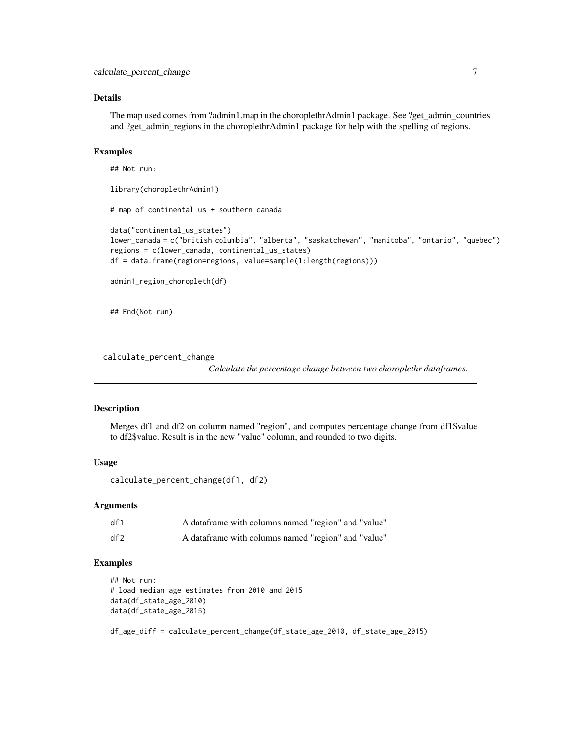### Details

The map used comes from ?admin1.map in the choroplethrAdmin1 package. See ?get_admin_countries and ?get_admin_regions in the choroplethrAdmin1 package for help with the spelling of regions.

### Examples

```
## Not run:

library(choroplethrAdmin1)

# map of continental us + southern canada

data("continental_us_states")
lower_canada = c("british columbia", "alberta", "saskatchewan", "manitoba", "ontario", "quebec")
regions = c(lower_canada, continental_us_states)
df = data.frame(region=regions, value=sample(1:length(regions)))

admin1_region_choropleth(df)


## End(Not run)
```

---

## calculate_percent_change

*Calculate the percentage change between two choroplethr dataframes.*

---

### Description

Merges df1 and df2 on column named "region", and computes percentage change from df1$value to df2$value. Result is in the new "value" column, and rounded to two digits.

### Usage

```
calculate_percent_change(df1, df2)
```

### Arguments

| | |
|---|---|
| df1 | A dataframe with columns named "region" and "value" |
| df2 | A dataframe with columns named "region" and "value" |

### Examples

```
## Not run:
# load median age estimates from 2010 and 2015
data(df_state_age_2010)
data(df_state_age_2015)

df_age_diff = calculate_percent_change(df_state_age_2010, df_state_age_2015)
```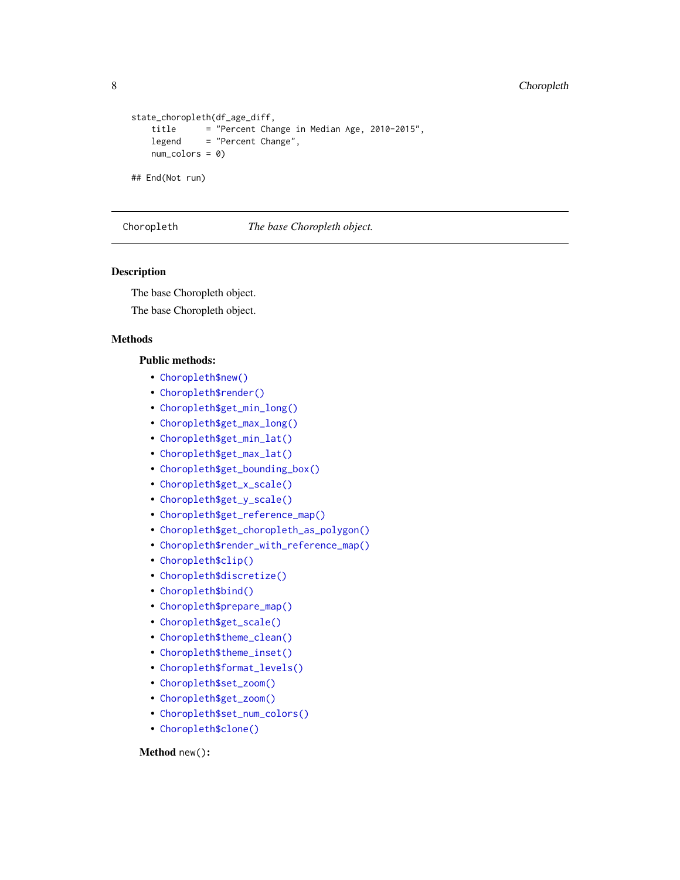```
state_choropleth(df_age_diff,
    title      = "Percent Change in Median Age, 2010-2015",
    legend     = "Percent Change",
    num_colors = 0)

## End(Not run)
```

---

Choropleth        *The base Choropleth object.*

---

## Description

The base Choropleth object.

The base Choropleth object.

## Methods

### Public methods:

- `Choropleth$new()`
- `Choropleth$render()`
- `Choropleth$get_min_long()`
- `Choropleth$get_max_long()`
- `Choropleth$get_min_lat()`
- `Choropleth$get_max_lat()`
- `Choropleth$get_bounding_box()`
- `Choropleth$get_x_scale()`
- `Choropleth$get_y_scale()`
- `Choropleth$get_reference_map()`
- `Choropleth$get_choropleth_as_polygon()`
- `Choropleth$render_with_reference_map()`
- `Choropleth$clip()`
- `Choropleth$discretize()`
- `Choropleth$bind()`
- `Choropleth$prepare_map()`
- `Choropleth$get_scale()`
- `Choropleth$theme_clean()`
- `Choropleth$theme_inset()`
- `Choropleth$format_levels()`
- `Choropleth$set_zoom()`
- `Choropleth$get_zoom()`
- `Choropleth$set_num_colors()`
- `Choropleth$clone()`

**Method** `new()`**:**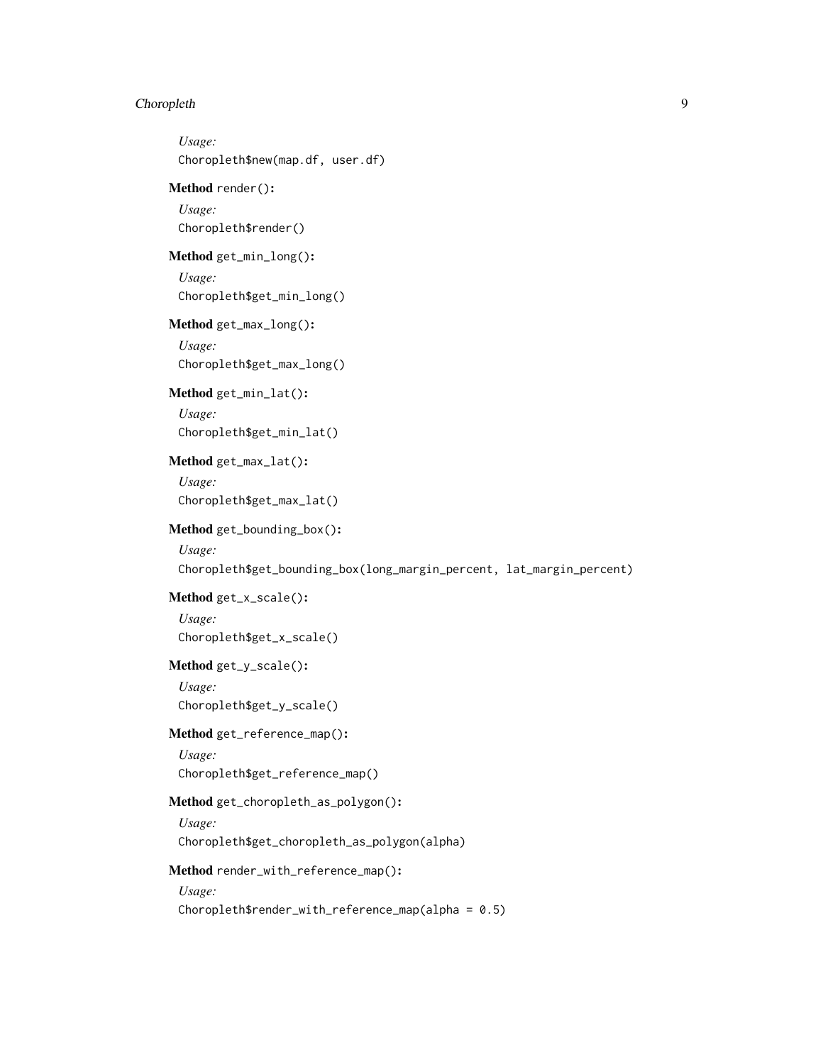*Usage:*

```
Choropleth$new(map.df, user.df)
```

**Method** `render()`:

*Usage:*

```
Choropleth$render()
```

**Method** `get_min_long()`:

*Usage:*

```
Choropleth$get_min_long()
```

**Method** `get_max_long()`:

*Usage:*

```
Choropleth$get_max_long()
```

**Method** `get_min_lat()`:

*Usage:*

```
Choropleth$get_min_lat()
```

**Method** `get_max_lat()`:

*Usage:*

```
Choropleth$get_max_lat()
```

**Method** `get_bounding_box()`:

*Usage:*

```
Choropleth$get_bounding_box(long_margin_percent, lat_margin_percent)
```

**Method** `get_x_scale()`:

*Usage:*

```
Choropleth$get_x_scale()
```

**Method** `get_y_scale()`:

*Usage:*

```
Choropleth$get_y_scale()
```

**Method** `get_reference_map()`:

*Usage:*

```
Choropleth$get_reference_map()
```

**Method** `get_choropleth_as_polygon()`:

*Usage:*

```
Choropleth$get_choropleth_as_polygon(alpha)
```

**Method** `render_with_reference_map()`:

*Usage:*

```
Choropleth$render_with_reference_map(alpha = 0.5)
```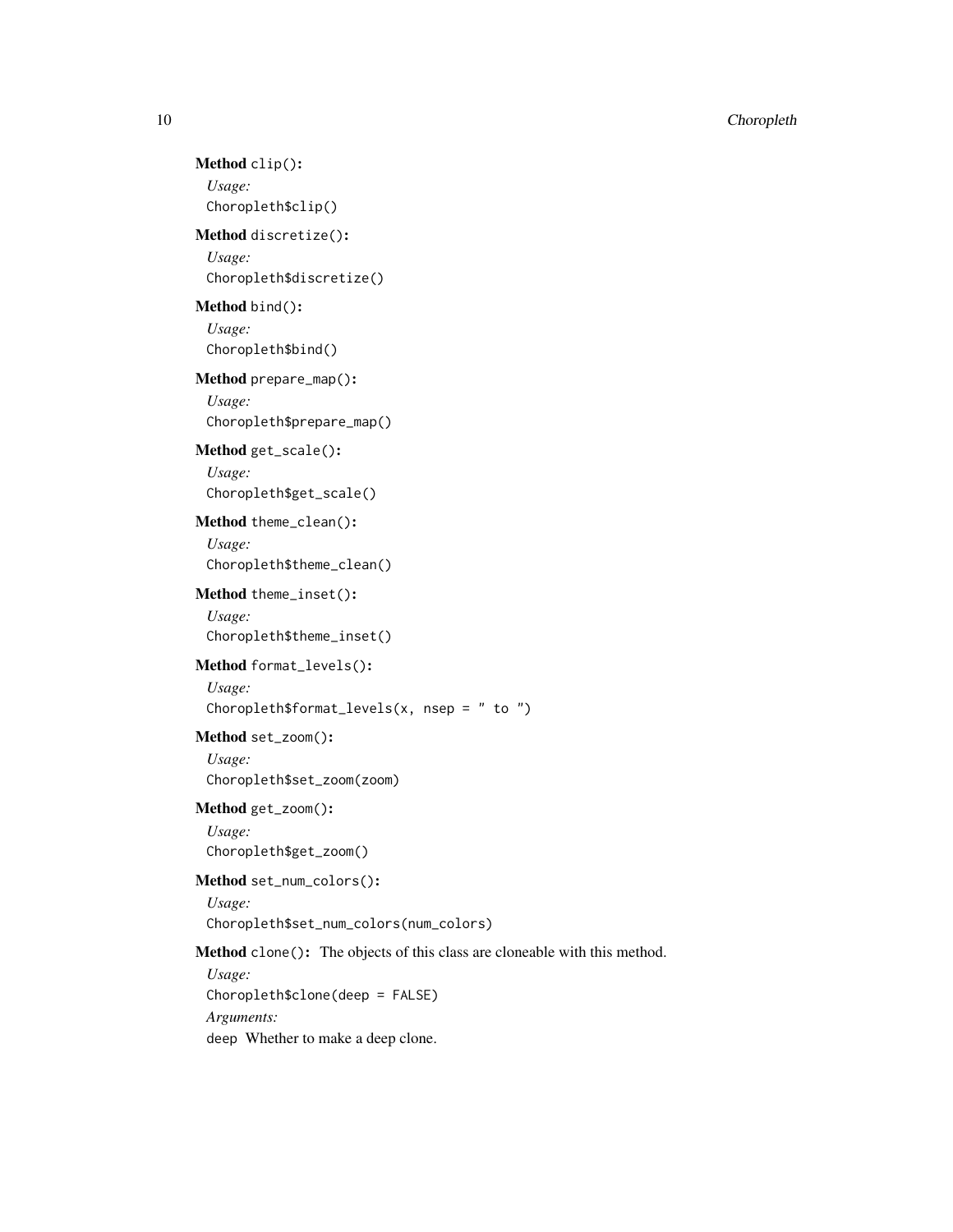**Method** `clip()`:

*Usage:*

```
Choropleth$clip()
```

**Method** `discretize()`:

*Usage:*

```
Choropleth$discretize()
```

**Method** `bind()`:

*Usage:*

```
Choropleth$bind()
```

**Method** `prepare_map()`:

*Usage:*

```
Choropleth$prepare_map()
```

**Method** `get_scale()`:

*Usage:*

```
Choropleth$get_scale()
```

**Method** `theme_clean()`:

*Usage:*

```
Choropleth$theme_clean()
```

**Method** `theme_inset()`:

*Usage:*

```
Choropleth$theme_inset()
```

**Method** `format_levels()`:

*Usage:*

```
Choropleth$format_levels(x, nsep = " to ")
```

**Method** `set_zoom()`:

*Usage:*

```
Choropleth$set_zoom(zoom)
```

**Method** `get_zoom()`:

*Usage:*

```
Choropleth$get_zoom()
```

**Method** `set_num_colors()`:

*Usage:*

```
Choropleth$set_num_colors(num_colors)
```

**Method** `clone()`: The objects of this class are cloneable with this method.

*Usage:*

```
Choropleth$clone(deep = FALSE)
```

*Arguments:*

`deep` Whether to make a deep clone.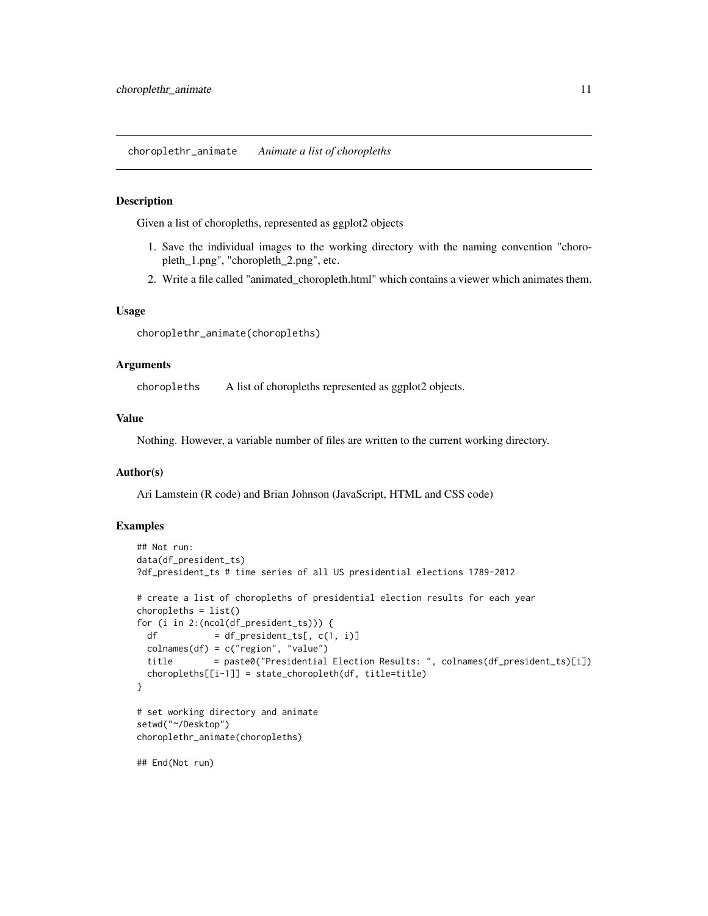## choroplethr_animate *Animate a list of choropleths*

### Description

Given a list of choropleths, represented as ggplot2 objects

1. Save the individual images to the working directory with the naming convention "choropleth_1.png", "choropleth_2.png", etc.
2. Write a file called "animated_choropleth.html" which contains a viewer which animates them.

### Usage

```
choroplethr_animate(choropleths)
```

### Arguments

| | |
|---|---|
| choropleths | A list of choropleths represented as ggplot2 objects. |

### Value

Nothing. However, a variable number of files are written to the current working directory.

### Author(s)

Ari Lamstein (R code) and Brian Johnson (JavaScript, HTML and CSS code)

### Examples

```
## Not run:
data(df_president_ts)
?df_president_ts # time series of all US presidential elections 1789-2012

# create a list of choropleths of presidential election results for each year
choropleths = list()
for (i in 2:(ncol(df_president_ts))) {
  df           = df_president_ts[, c(1, i)]
  colnames(df) = c("region", "value")
  title        = paste0("Presidential Election Results: ", colnames(df_president_ts)[i])
  choropleths[[i-1]] = state_choropleth(df, title=title)
}

# set working directory and animate
setwd("~/Desktop")
choroplethr_animate(choropleths)

## End(Not run)
```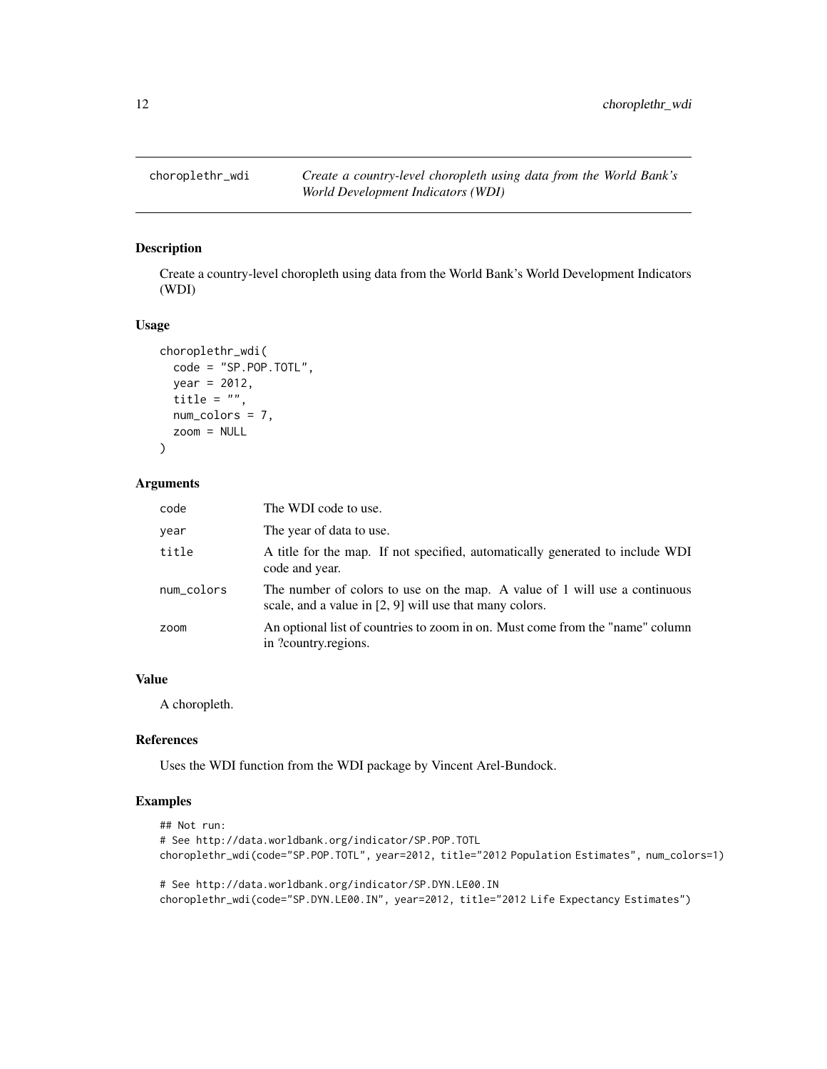# choroplethr_wdi

*Create a country-level choropleth using data from the World Bank's World Development Indicators (WDI)*

## Description

Create a country-level choropleth using data from the World Bank's World Development Indicators (WDI)

## Usage

```
choroplethr_wdi(
  code = "SP.POP.TOTL",
  year = 2012,
  title = "",
  num_colors = 7,
  zoom = NULL
)
```

## Arguments

| | |
|---|---|
| code | The WDI code to use. |
| year | The year of data to use. |
| title | A title for the map. If not specified, automatically generated to include WDI code and year. |
| num_colors | The number of colors to use on the map. A value of 1 will use a continuous scale, and a value in [2, 9] will use that many colors. |
| zoom | An optional list of countries to zoom in on. Must come from the "name" column in ?country.regions. |

## Value

A choropleth.

## References

Uses the WDI function from the WDI package by Vincent Arel-Bundock.

## Examples

```
## Not run:
# See http://data.worldbank.org/indicator/SP.POP.TOTL
choroplethr_wdi(code="SP.POP.TOTL", year=2012, title="2012 Population Estimates", num_colors=1)

# See http://data.worldbank.org/indicator/SP.DYN.LE00.IN
choroplethr_wdi(code="SP.DYN.LE00.IN", year=2012, title="2012 Life Expectancy Estimates")
```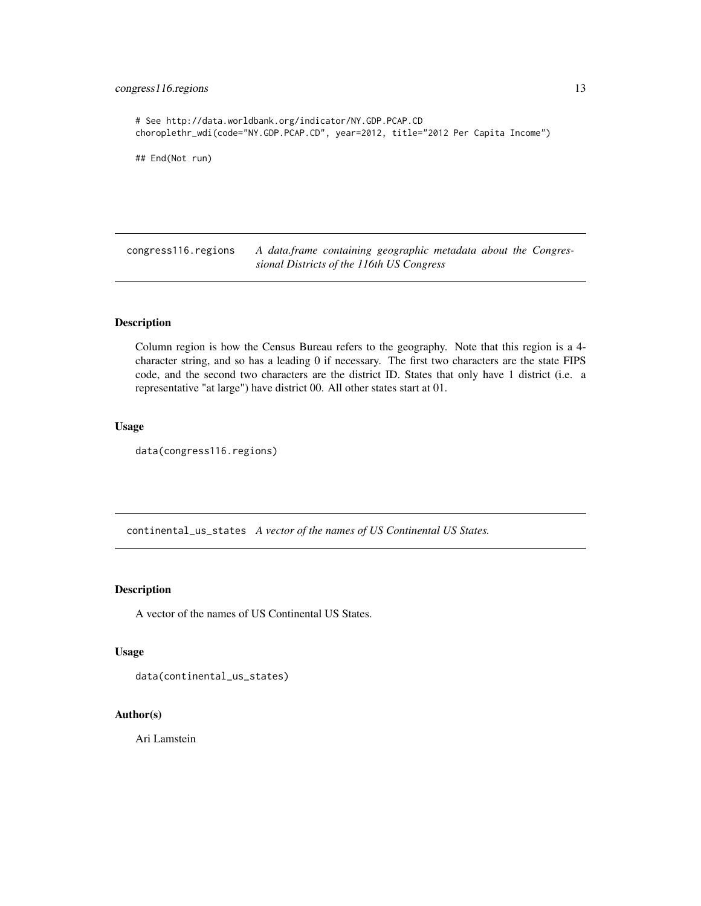```
# See http://data.worldbank.org/indicator/NY.GDP.PCAP.CD
choroplethr_wdi(code="NY.GDP.PCAP.CD", year=2012, title="2012 Per Capita Income")

## End(Not run)
```

## congress116.regions — *A data.frame containing geographic metadata about the Congressional Districts of the 116th US Congress*

### Description

Column region is how the Census Bureau refers to the geography. Note that this region is a 4-character string, and so has a leading 0 if necessary. The first two characters are the state FIPS code, and the second two characters are the district ID. States that only have 1 district (i.e. a representative "at large") have district 00. All other states start at 01.

### Usage

```
data(congress116.regions)
```

## continental_us_states — *A vector of the names of US Continental US States.*

### Description

A vector of the names of US Continental US States.

### Usage

```
data(continental_us_states)
```

### Author(s)

Ari Lamstein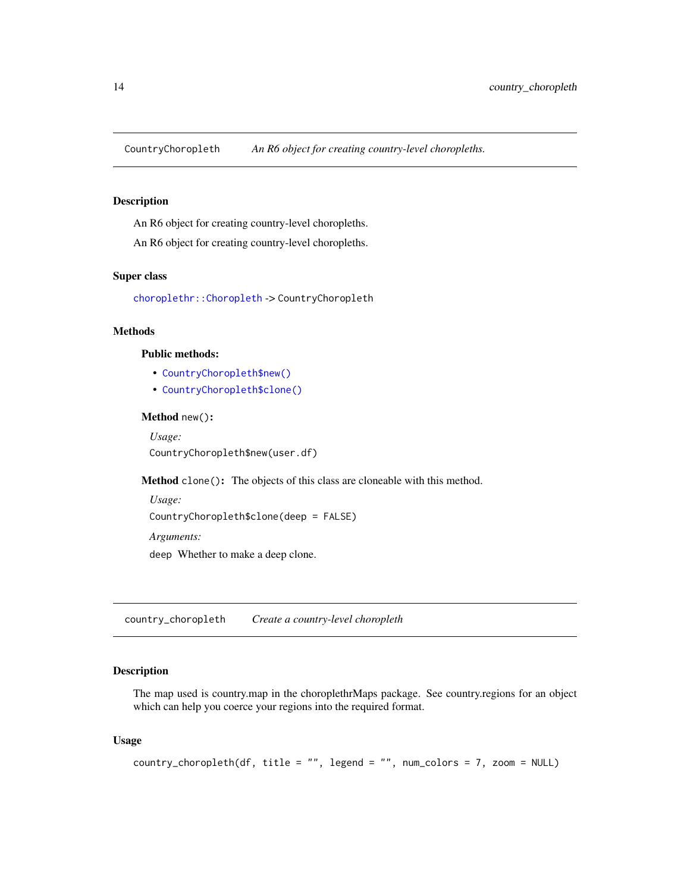## CountryChoropleth — *An R6 object for creating country-level choropleths.*

### Description

An R6 object for creating country-level choropleths.

An R6 object for creating country-level choropleths.

### Super class

`choroplethr::Choropleth` -> `CountryChoropleth`

### Methods

#### Public methods:

- `CountryChoropleth$new()`
- `CountryChoropleth$clone()`

**Method** `new()`**:**

*Usage:*

```
CountryChoropleth$new(user.df)
```

**Method** `clone()`**:** The objects of this class are cloneable with this method.

*Usage:*

```
CountryChoropleth$clone(deep = FALSE)
```

*Arguments:*

`deep` Whether to make a deep clone.

## country_choropleth — *Create a country-level choropleth*

### Description

The map used is country.map in the choroplethrMaps package. See country.regions for an object which can help you coerce your regions into the required format.

### Usage

```
country_choropleth(df, title = "", legend = "", num_colors = 7, zoom = NULL)
```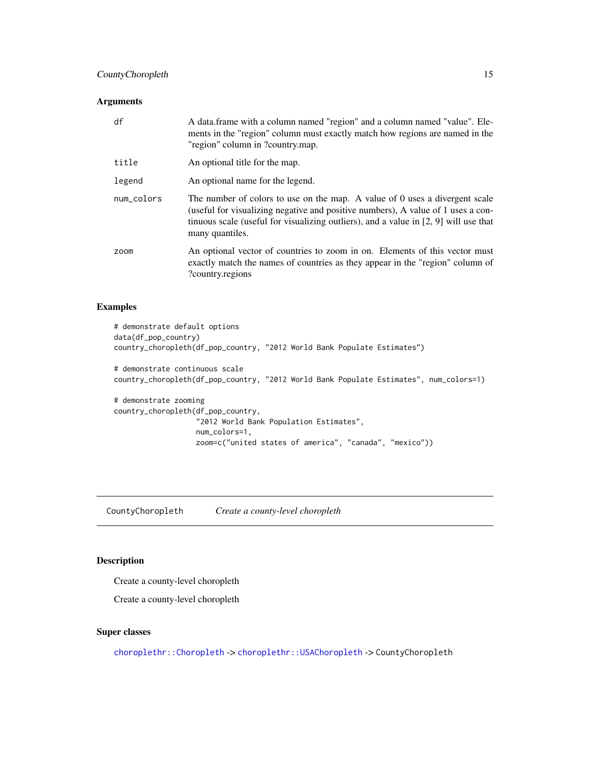### Arguments

| | |
|---|---|
| df | A data.frame with a column named "region" and a column named "value". Elements in the "region" column must exactly match how regions are named in the "region" column in ?country.map. |
| title | An optional title for the map. |
| legend | An optional name for the legend. |
| num_colors | The number of colors to use on the map. A value of 0 uses a divergent scale (useful for visualizing negative and positive numbers), A value of 1 uses a continuous scale (useful for visualizing outliers), and a value in [2, 9] will use that many quantiles. |
| zoom | An optional vector of countries to zoom in on. Elements of this vector must exactly match the names of countries as they appear in the "region" column of ?country.regions |

### Examples

```
# demonstrate default options
data(df_pop_country)
country_choropleth(df_pop_country, "2012 World Bank Populate Estimates")

# demonstrate continuous scale
country_choropleth(df_pop_country, "2012 World Bank Populate Estimates", num_colors=1)

# demonstrate zooming
country_choropleth(df_pop_country,
                   "2012 World Bank Population Estimates",
                   num_colors=1,
                   zoom=c("united states of america", "canada", "mexico"))
```

---

## CountyChoropleth *Create a county-level choropleth*

### Description

Create a county-level choropleth

Create a county-level choropleth

### Super classes

choroplethr::Choropleth -> choroplethr::USAChoropleth -> CountyChoropleth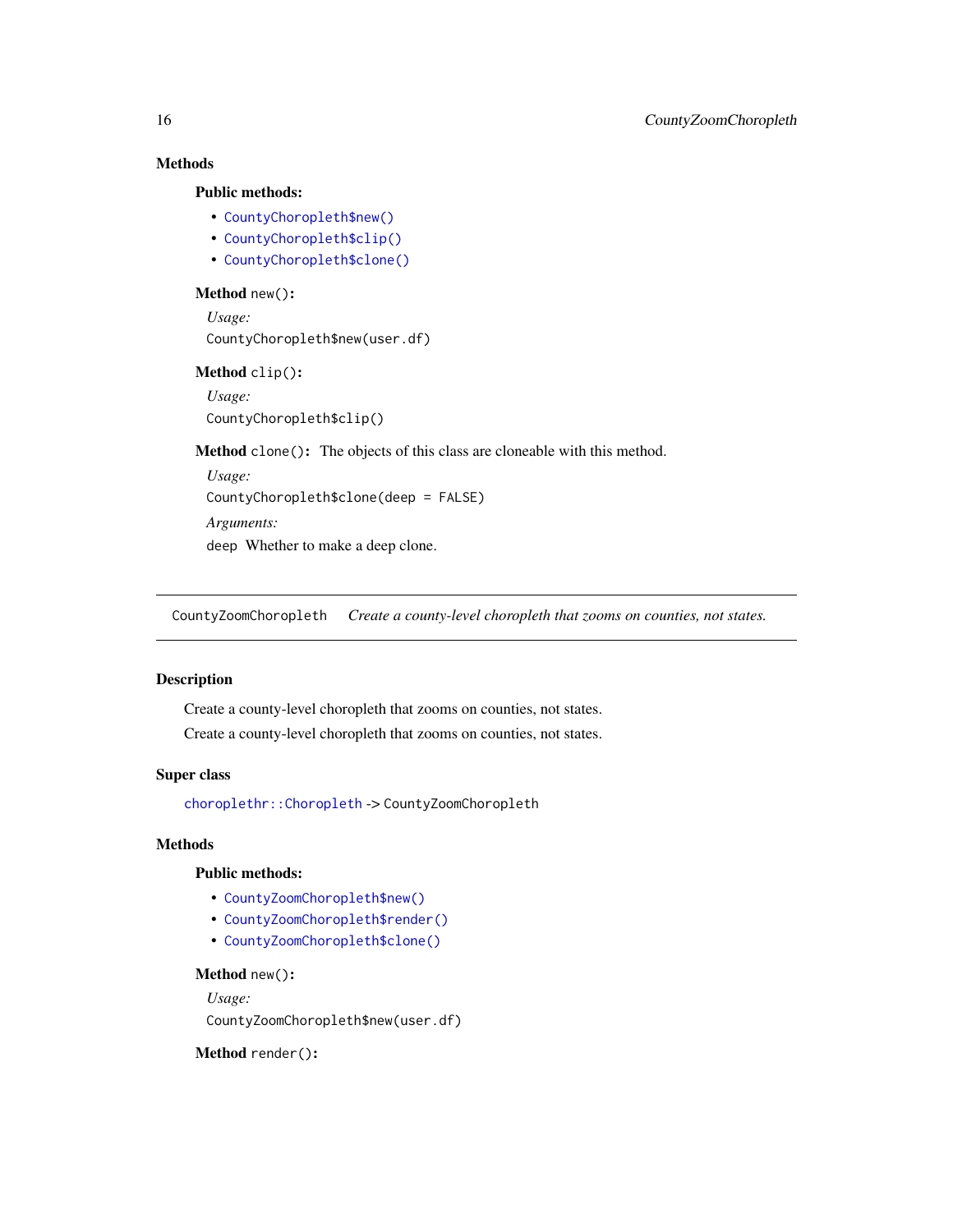## Methods

**Public methods:**

- `CountyChoropleth$new()`
- `CountyChoropleth$clip()`
- `CountyChoropleth$clone()`

**Method** `new()`:

*Usage:*

```
CountyChoropleth$new(user.df)
```

**Method** `clip()`:

*Usage:*

```
CountyChoropleth$clip()
```

**Method** `clone()`: The objects of this class are cloneable with this method.

*Usage:*

```
CountyChoropleth$clone(deep = FALSE)
```

*Arguments:*

`deep` Whether to make a deep clone.

---

`CountyZoomChoropleth` *Create a county-level choropleth that zooms on counties, not states.*

---

## Description

Create a county-level choropleth that zooms on counties, not states.

Create a county-level choropleth that zooms on counties, not states.

## Super class

`choroplethr::Choropleth` -> `CountyZoomChoropleth`

## Methods

**Public methods:**

- `CountyZoomChoropleth$new()`
- `CountyZoomChoropleth$render()`
- `CountyZoomChoropleth$clone()`

**Method** `new()`:

*Usage:*

```
CountyZoomChoropleth$new(user.df)
```

**Method** `render()`: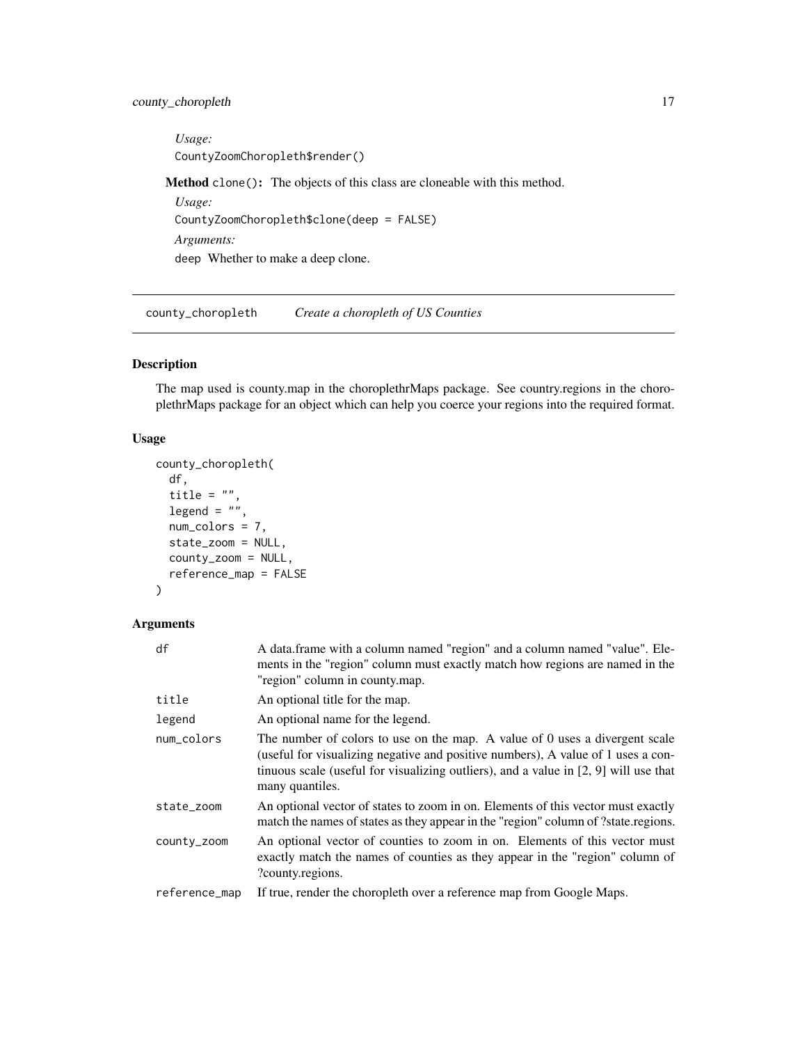*Usage:*

```
CountyZoomChoropleth$render()
```

**Method** `clone()`: The objects of this class are cloneable with this method.

*Usage:*

```
CountyZoomChoropleth$clone(deep = FALSE)
```

*Arguments:*

`deep` Whether to make a deep clone.

---

## county_choropleth *Create a choropleth of US Counties*

### Description

The map used is county.map in the choroplethrMaps package. See country.regions in the choroplethrMaps package for an object which can help you coerce your regions into the required format.

### Usage

```
county_choropleth(
  df,
  title = "",
  legend = "",
  num_colors = 7,
  state_zoom = NULL,
  county_zoom = NULL,
  reference_map = FALSE
)
```

### Arguments

| | |
|---|---|
| `df` | A data.frame with a column named "region" and a column named "value". Elements in the "region" column must exactly match how regions are named in the "region" column in county.map. |
| `title` | An optional title for the map. |
| `legend` | An optional name for the legend. |
| `num_colors` | The number of colors to use on the map. A value of 0 uses a divergent scale (useful for visualizing negative and positive numbers), A value of 1 uses a continuous scale (useful for visualizing outliers), and a value in [2, 9] will use that many quantiles. |
| `state_zoom` | An optional vector of states to zoom in on. Elements of this vector must exactly match the names of states as they appear in the "region" column of ?state.regions. |
| `county_zoom` | An optional vector of counties to zoom in on. Elements of this vector must exactly match the names of counties as they appear in the "region" column of ?county.regions. |
| `reference_map` | If true, render the choropleth over a reference map from Google Maps. |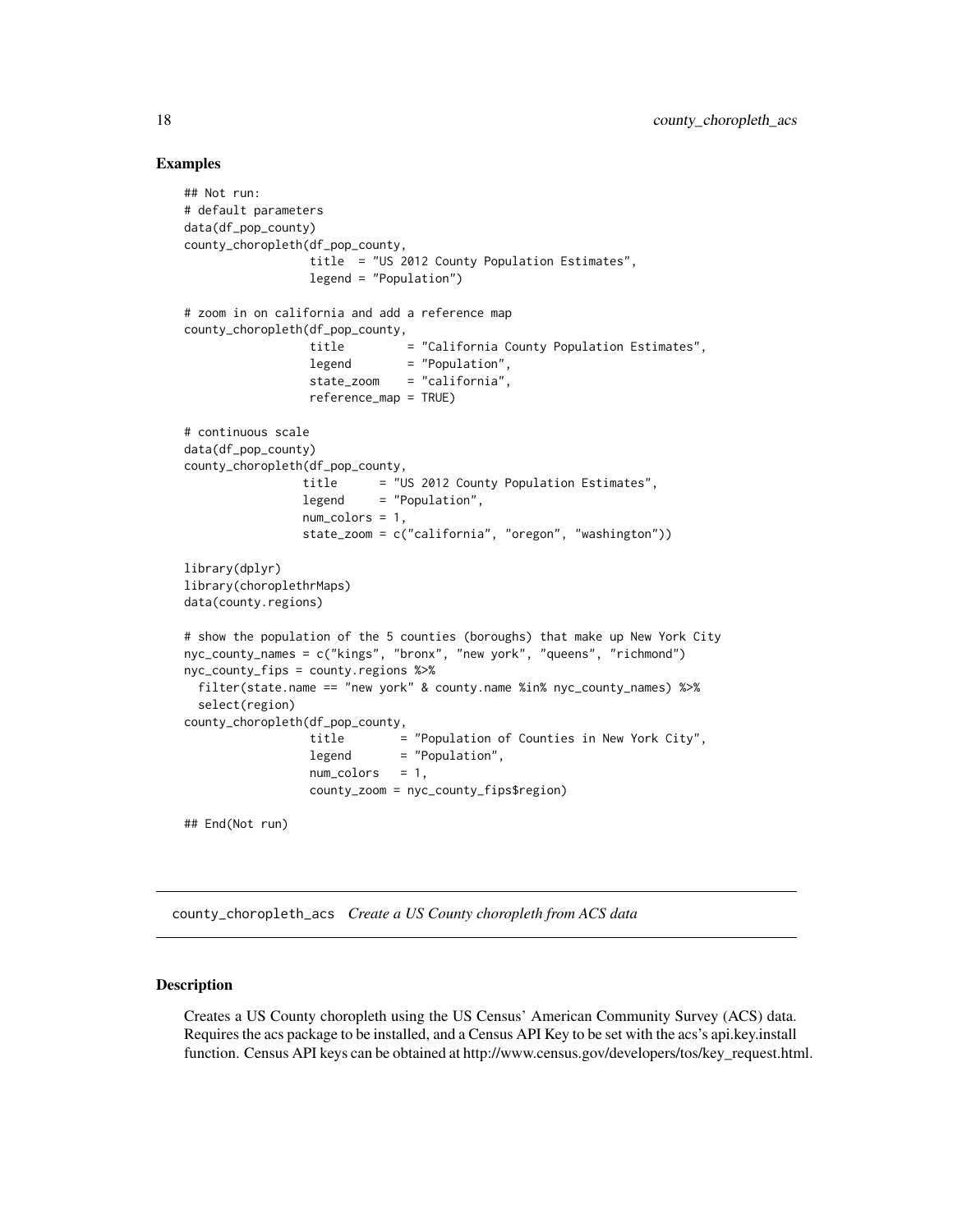## Examples

```
## Not run:
# default parameters
data(df_pop_county)
county_choropleth(df_pop_county,
                  title  = "US 2012 County Population Estimates",
                  legend = "Population")

# zoom in on california and add a reference map
county_choropleth(df_pop_county,
                  title         = "California County Population Estimates",
                  legend        = "Population",
                  state_zoom    = "california",
                  reference_map = TRUE)

# continuous scale
data(df_pop_county)
county_choropleth(df_pop_county,
                 title      = "US 2012 County Population Estimates",
                 legend     = "Population",
                 num_colors = 1,
                 state_zoom = c("california", "oregon", "washington"))

library(dplyr)
library(choroplethrMaps)
data(county.regions)

# show the population of the 5 counties (boroughs) that make up New York City
nyc_county_names = c("kings", "bronx", "new york", "queens", "richmond")
nyc_county_fips = county.regions %>%
  filter(state.name == "new york" & county.name %in% nyc_county_names) %>%
  select(region)
county_choropleth(df_pop_county,
                  title        = "Population of Counties in New York City",
                  legend       = "Population",
                  num_colors   = 1,
                  county_zoom = nyc_county_fips$region)

## End(Not run)
```

---

`county_choropleth_acs` *Create a US County choropleth from ACS data*

---

## Description

Creates a US County choropleth using the US Census' American Community Survey (ACS) data. Requires the acs package to be installed, and a Census API Key to be set with the acs's api.key.install function. Census API keys can be obtained at http://www.census.gov/developers/tos/key_request.html.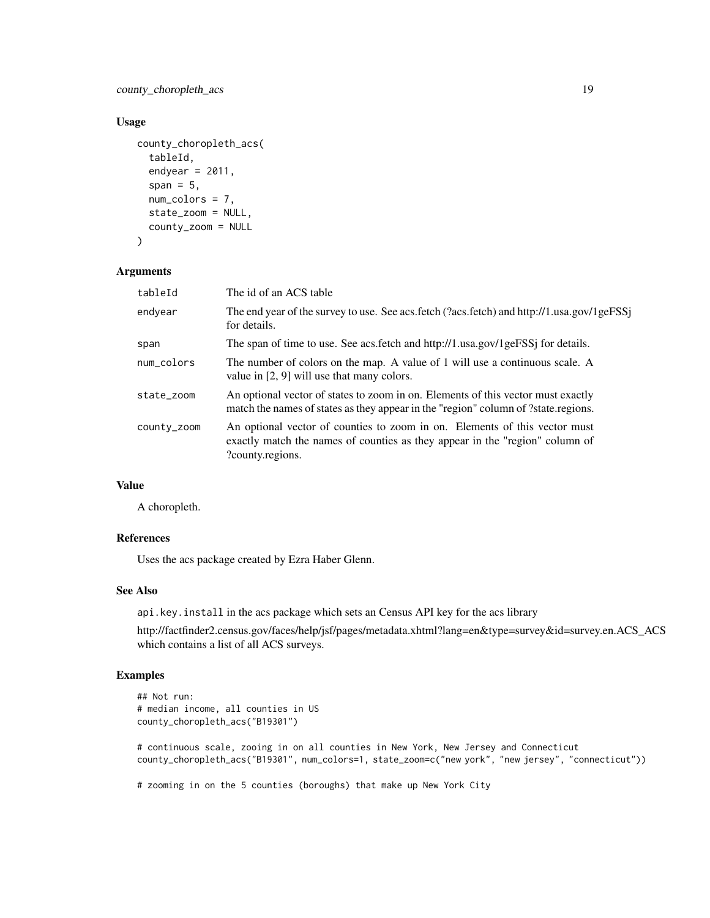### Usage

```
county_choropleth_acs(
  tableId,
  endyear = 2011,
  span = 5,
  num_colors = 7,
  state_zoom = NULL,
  county_zoom = NULL
)
```

### Arguments

| | |
|---|---|
| tableId | The id of an ACS table |
| endyear | The end year of the survey to use. See acs.fetch (?acs.fetch) and http://1.usa.gov/1geFSSj for details. |
| span | The span of time to use. See acs.fetch and http://1.usa.gov/1geFSSj for details. |
| num_colors | The number of colors on the map. A value of 1 will use a continuous scale. A value in [2, 9] will use that many colors. |
| state_zoom | An optional vector of states to zoom in on. Elements of this vector must exactly match the names of states as they appear in the "region" column of ?state.regions. |
| county_zoom | An optional vector of counties to zoom in on. Elements of this vector must exactly match the names of counties as they appear in the "region" column of ?county.regions. |

### Value

A choropleth.

### References

Uses the acs package created by Ezra Haber Glenn.

### See Also

api.key.install in the acs package which sets an Census API key for the acs library

http://factfinder2.census.gov/faces/help/jsf/pages/metadata.xhtml?lang=en&type=survey&id=survey.en.ACS_ACS which contains a list of all ACS surveys.

### Examples

```
## Not run:
# median income, all counties in US
county_choropleth_acs("B19301")

# continuous scale, zooing in on all counties in New York, New Jersey and Connecticut
county_choropleth_acs("B19301", num_colors=1, state_zoom=c("new york", "new jersey", "connecticut"))

# zooming in on the 5 counties (boroughs) that make up New York City
```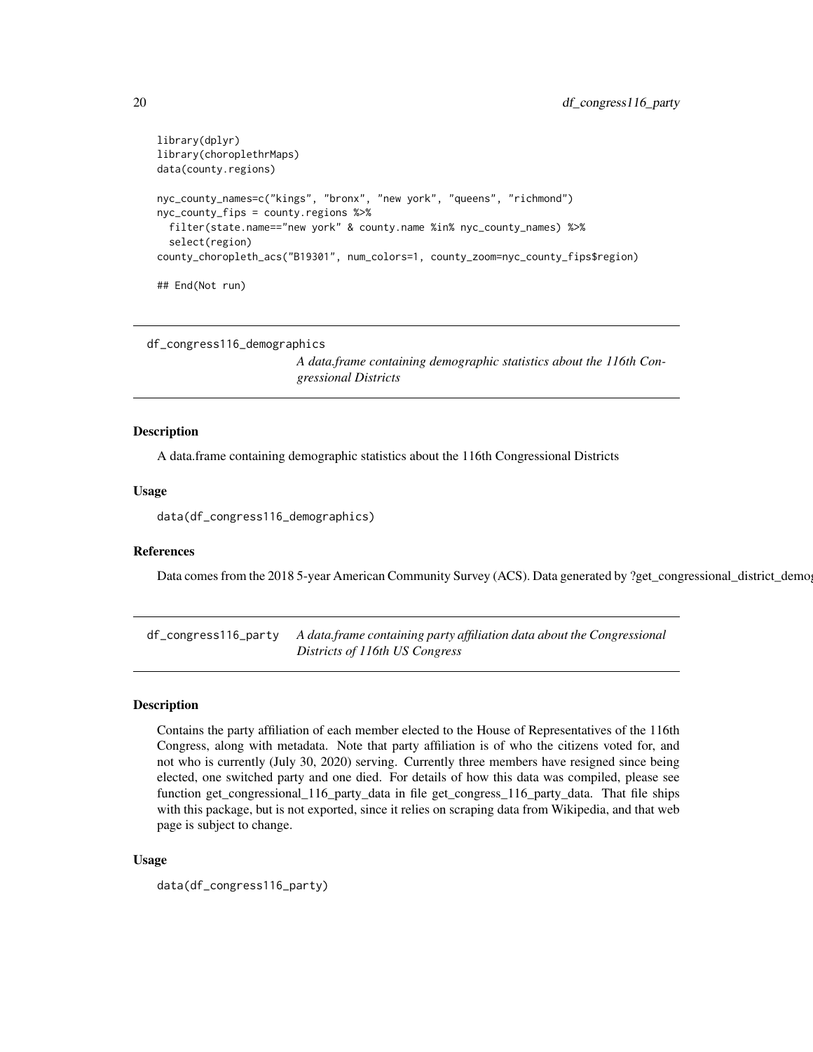```
library(dplyr)
library(choroplethrMaps)
data(county.regions)

nyc_county_names=c("kings", "bronx", "new york", "queens", "richmond")
nyc_county_fips = county.regions %>%
  filter(state.name=="new york" & county.name %in% nyc_county_names) %>%
  select(region)
county_choropleth_acs("B19301", num_colors=1, county_zoom=nyc_county_fips$region)

## End(Not run)
```

## df_congress116_demographics

*A data.frame containing demographic statistics about the 116th Congressional Districts*

### Description

A data.frame containing demographic statistics about the 116th Congressional Districts

### Usage

```
data(df_congress116_demographics)
```

### References

Data comes from the 2018 5-year American Community Survey (ACS). Data generated by ?get_congressional_district_demog

## df_congress116_party

*A data.frame containing party affiliation data about the Congressional Districts of 116th US Congress*

### Description

Contains the party affiliation of each member elected to the House of Representatives of the 116th Congress, along with metadata. Note that party affiliation is of who the citizens voted for, and not who is currently (July 30, 2020) serving. Currently three members have resigned since being elected, one switched party and one died. For details of how this data was compiled, please see function get_congressional_116_party_data in file get_congress_116_party_data. That file ships with this package, but is not exported, since it relies on scraping data from Wikipedia, and that web page is subject to change.

### Usage

```
data(df_congress116_party)
```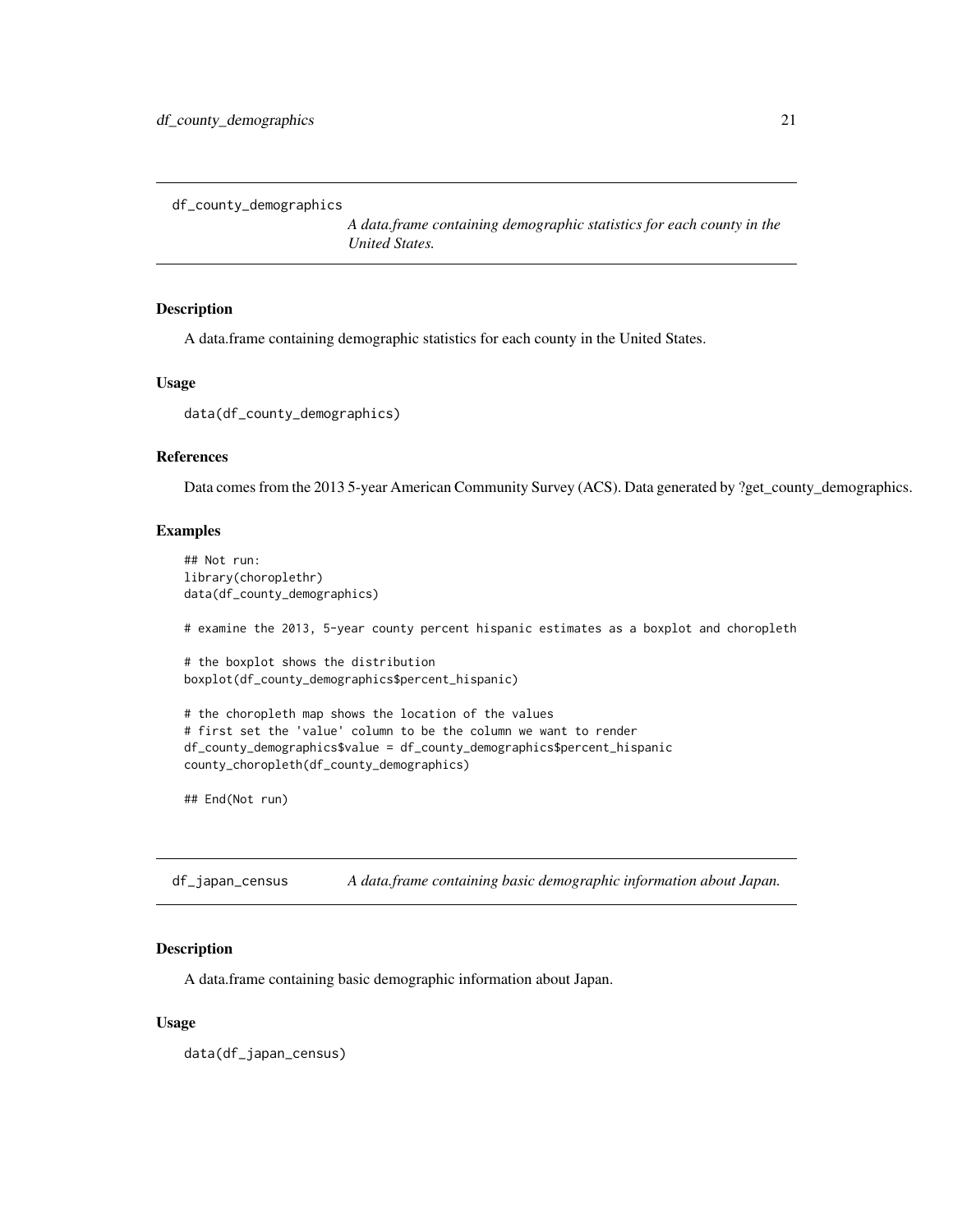## df_county_demographics

*A data.frame containing demographic statistics for each county in the United States.*

### Description

A data.frame containing demographic statistics for each county in the United States.

### Usage

```
data(df_county_demographics)
```

### References

Data comes from the 2013 5-year American Community Survey (ACS). Data generated by ?get_county_demographics.

### Examples

```
## Not run:
library(choroplethr)
data(df_county_demographics)

# examine the 2013, 5-year county percent hispanic estimates as a boxplot and choropleth

# the boxplot shows the distribution
boxplot(df_county_demographics$percent_hispanic)

# the choropleth map shows the location of the values
# first set the 'value' column to be the column we want to render
df_county_demographics$value = df_county_demographics$percent_hispanic
county_choropleth(df_county_demographics)

## End(Not run)
```

## df_japan_census

*A data.frame containing basic demographic information about Japan.*

### Description

A data.frame containing basic demographic information about Japan.

### Usage

```
data(df_japan_census)
```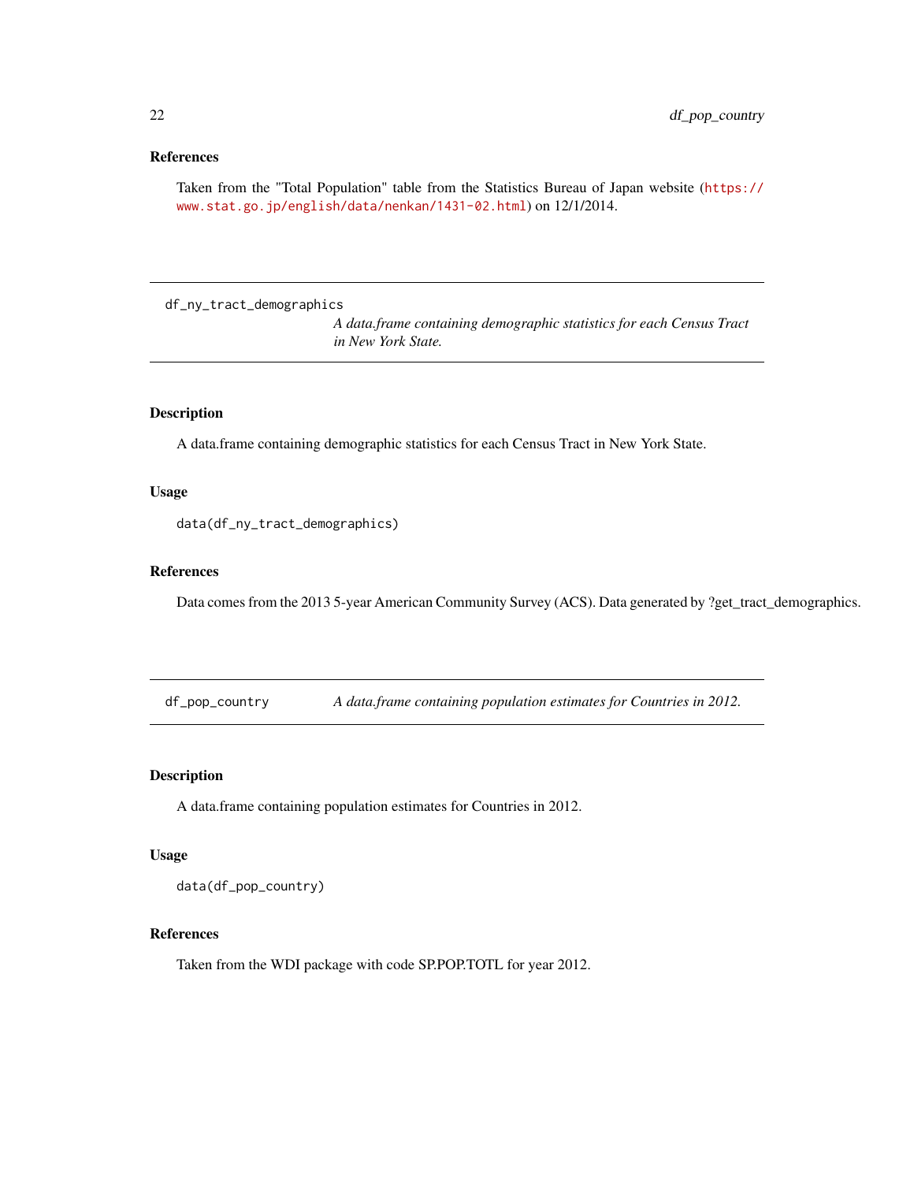### References

Taken from the "Total Population" table from the Statistics Bureau of Japan website (https://www.stat.go.jp/english/data/nenkan/1431-02.html) on 12/1/2014.

---

## df_ny_tract_demographics

*A data.frame containing demographic statistics for each Census Tract in New York State.*

### Description

A data.frame containing demographic statistics for each Census Tract in New York State.

### Usage

```
data(df_ny_tract_demographics)
```

### References

Data comes from the 2013 5-year American Community Survey (ACS). Data generated by ?get_tract_demographics.

---

## df_pop_country

*A data.frame containing population estimates for Countries in 2012.*

### Description

A data.frame containing population estimates for Countries in 2012.

### Usage

```
data(df_pop_country)
```

### References

Taken from the WDI package with code SP.POP.TOTL for year 2012.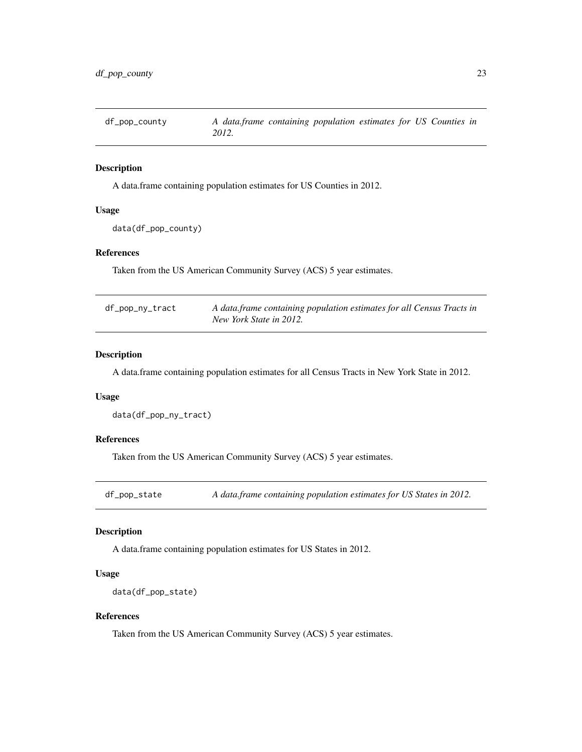## df_pop_county — *A data.frame containing population estimates for US Counties in 2012.*

### Description

A data.frame containing population estimates for US Counties in 2012.

### Usage

```
data(df_pop_county)
```

### References

Taken from the US American Community Survey (ACS) 5 year estimates.

## df_pop_ny_tract — *A data.frame containing population estimates for all Census Tracts in New York State in 2012.*

### Description

A data.frame containing population estimates for all Census Tracts in New York State in 2012.

### Usage

```
data(df_pop_ny_tract)
```

### References

Taken from the US American Community Survey (ACS) 5 year estimates.

## df_pop_state — *A data.frame containing population estimates for US States in 2012.*

### Description

A data.frame containing population estimates for US States in 2012.

### Usage

```
data(df_pop_state)
```

### References

Taken from the US American Community Survey (ACS) 5 year estimates.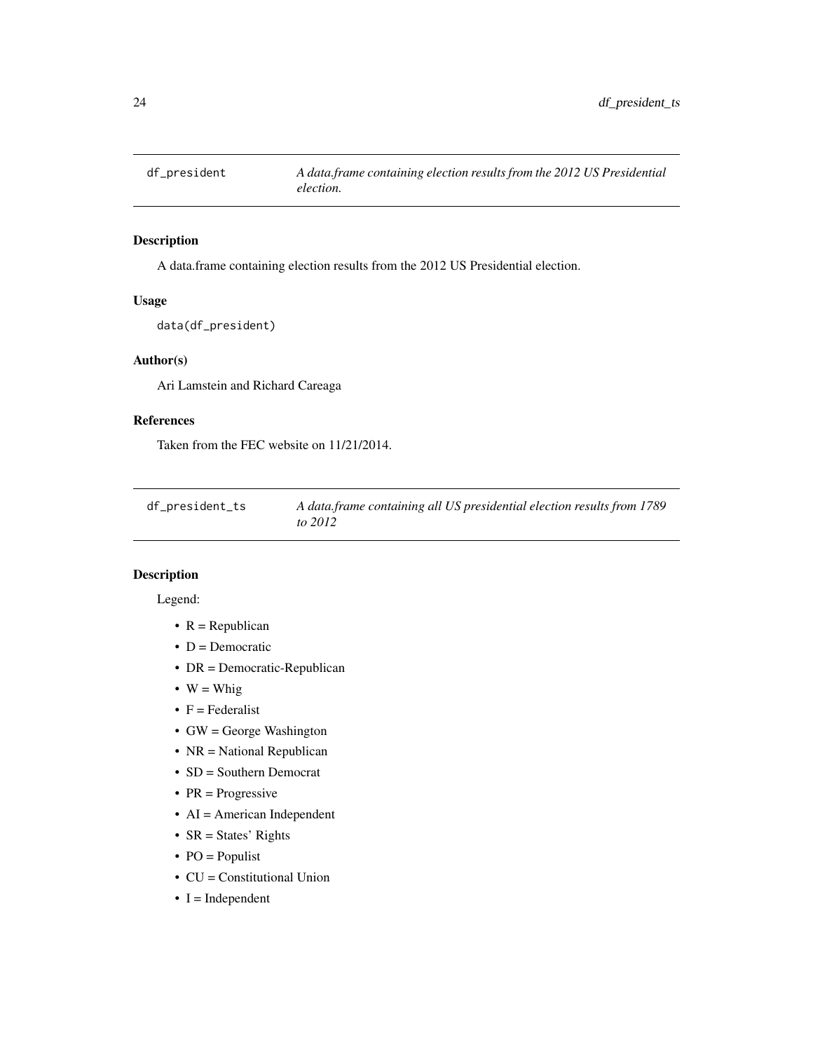## df_president — *A data.frame containing election results from the 2012 US Presidential election.*

### Description

A data.frame containing election results from the 2012 US Presidential election.

### Usage

```
data(df_president)
```

### Author(s)

Ari Lamstein and Richard Careaga

### References

Taken from the FEC website on 11/21/2014.

## df_president_ts — *A data.frame containing all US presidential election results from 1789 to 2012*

### Description

Legend:

- R = Republican
- D = Democratic
- DR = Democratic-Republican
- W = Whig
- F = Federalist
- GW = George Washington
- NR = National Republican
- SD = Southern Democrat
- PR = Progressive
- AI = American Independent
- SR = States' Rights
- PO = Populist
- CU = Constitutional Union
- I = Independent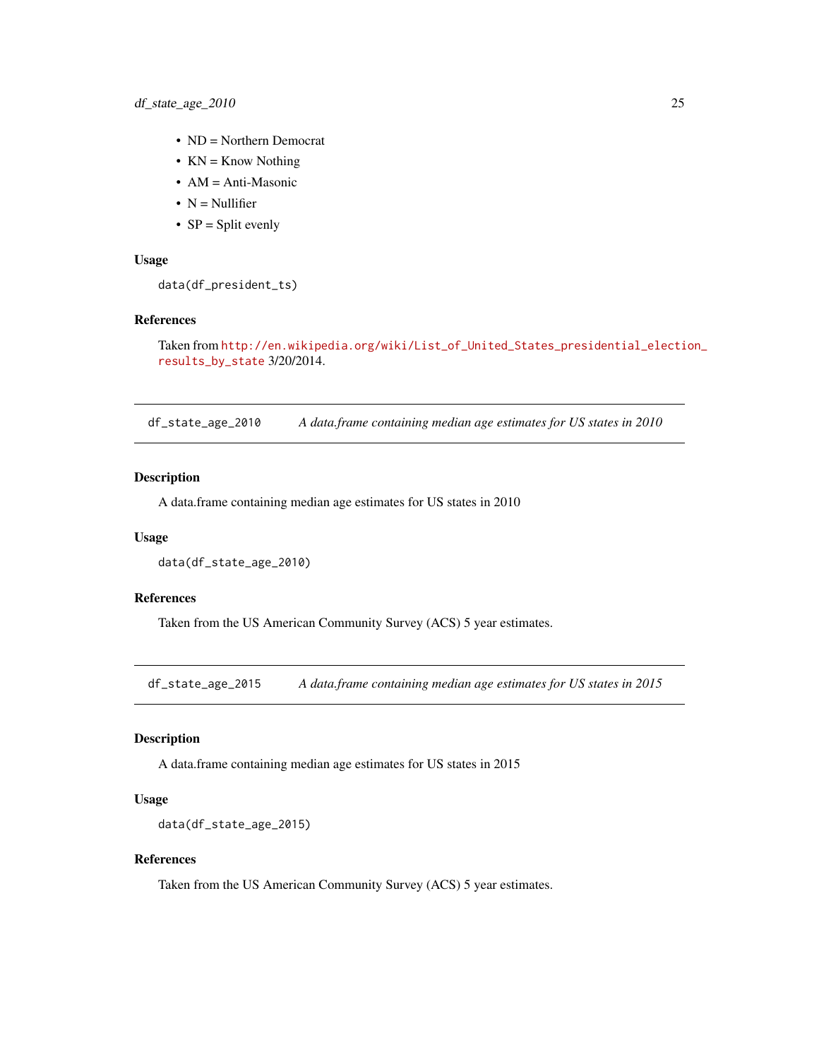- ND = Northern Democrat
- KN = Know Nothing
- AM = Anti-Masonic
- N = Nullifier
- SP = Split evenly

### Usage

```
data(df_president_ts)
```

### References

Taken from http://en.wikipedia.org/wiki/List_of_United_States_presidential_election_results_by_state 3/20/2014.

---

## df_state_age_2010 — *A data.frame containing median age estimates for US states in 2010*

### Description

A data.frame containing median age estimates for US states in 2010

### Usage

```
data(df_state_age_2010)
```

### References

Taken from the US American Community Survey (ACS) 5 year estimates.

---

## df_state_age_2015 — *A data.frame containing median age estimates for US states in 2015*

### Description

A data.frame containing median age estimates for US states in 2015

### Usage

```
data(df_state_age_2015)
```

### References

Taken from the US American Community Survey (ACS) 5 year estimates.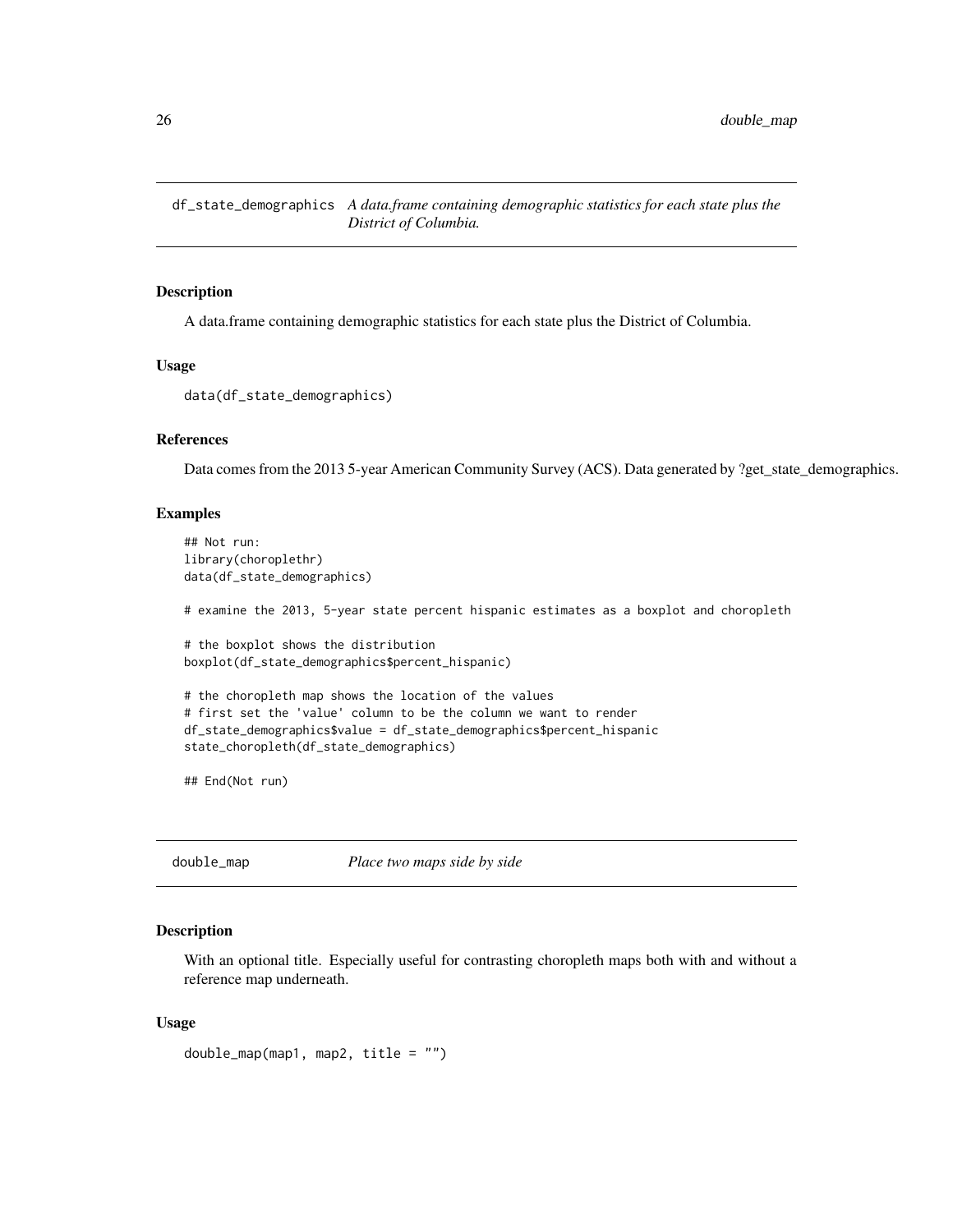## df_state_demographics *A data.frame containing demographic statistics for each state plus the District of Columbia.*

### Description

A data.frame containing demographic statistics for each state plus the District of Columbia.

### Usage

```
data(df_state_demographics)
```

### References

Data comes from the 2013 5-year American Community Survey (ACS). Data generated by ?get_state_demographics.

### Examples

```
## Not run:
library(choroplethr)
data(df_state_demographics)

# examine the 2013, 5-year state percent hispanic estimates as a boxplot and choropleth

# the boxplot shows the distribution
boxplot(df_state_demographics$percent_hispanic)

# the choropleth map shows the location of the values
# first set the 'value' column to be the column we want to render
df_state_demographics$value = df_state_demographics$percent_hispanic
state_choropleth(df_state_demographics)

## End(Not run)
```

## double_map *Place two maps side by side*

### Description

With an optional title. Especially useful for contrasting choropleth maps both with and without a reference map underneath.

### Usage

```
double_map(map1, map2, title = "")
```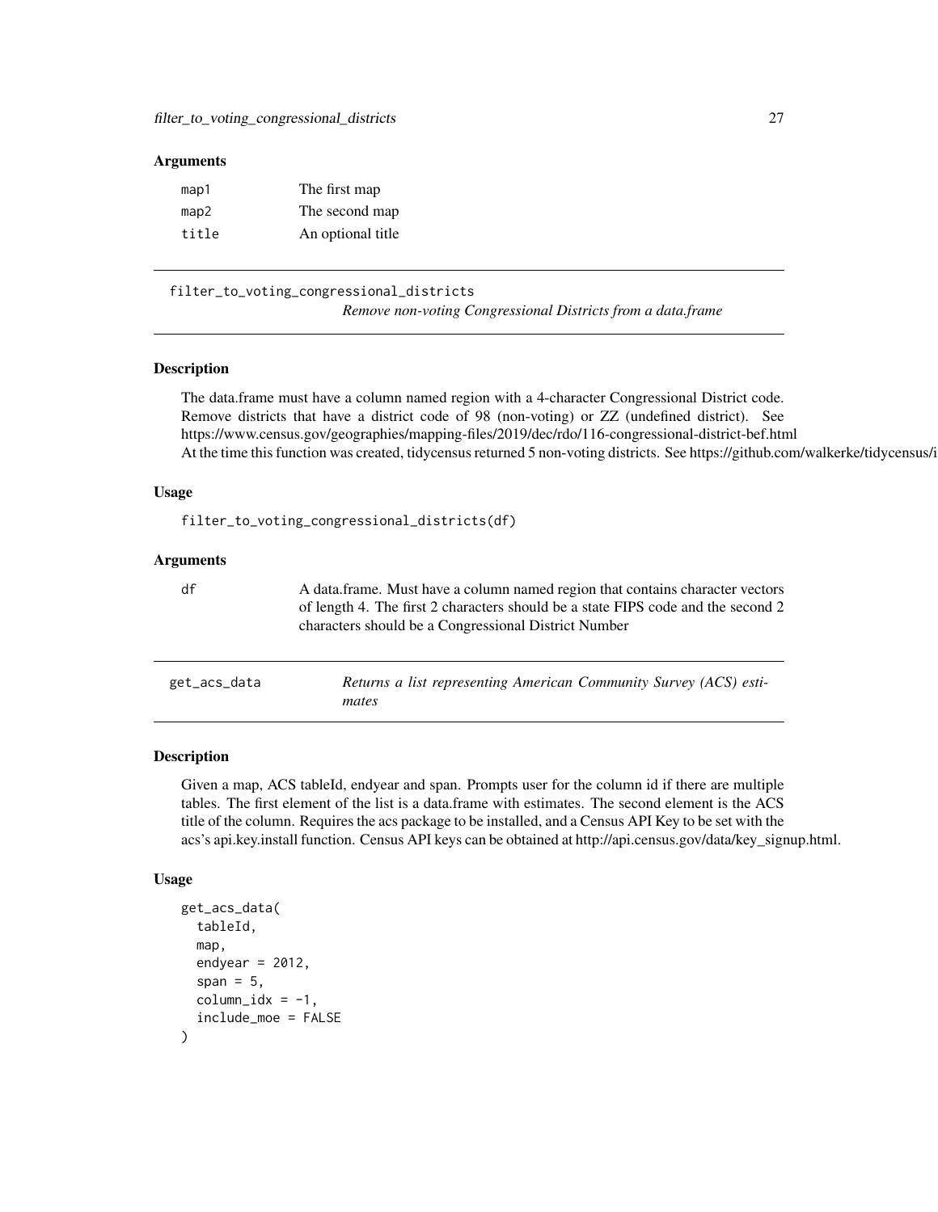### Arguments

| | |
|---|---|
| map1 | The first map |
| map2 | The second map |
| title | An optional title |

---

## filter_to_voting_congressional_districts

*Remove non-voting Congressional Districts from a data.frame*

### Description

The data.frame must have a column named region with a 4-character Congressional District code. Remove districts that have a district code of 98 (non-voting) or ZZ (undefined district). See https://www.census.gov/geographies/mapping-files/2019/dec/rdo/116-congressional-district-bef.html At the time this function was created, tidycensus returned 5 non-voting districts. See https://github.com/walkerke/tidycensus/i

### Usage

```
filter_to_voting_congressional_districts(df)
```

### Arguments

| | |
|---|---|
| df | A data.frame. Must have a column named region that contains character vectors of length 4. The first 2 characters should be a state FIPS code and the second 2 characters should be a Congressional District Number |

---

## get_acs_data

*Returns a list representing American Community Survey (ACS) estimates*

### Description

Given a map, ACS tableId, endyear and span. Prompts user for the column id if there are multiple tables. The first element of the list is a data.frame with estimates. The second element is the ACS title of the column. Requires the acs package to be installed, and a Census API Key to be set with the acs's api.key.install function. Census API keys can be obtained at http://api.census.gov/data/key_signup.html.

### Usage

```
get_acs_data(
  tableId,
  map,
  endyear = 2012,
  span = 5,
  column_idx = -1,
  include_moe = FALSE
)
```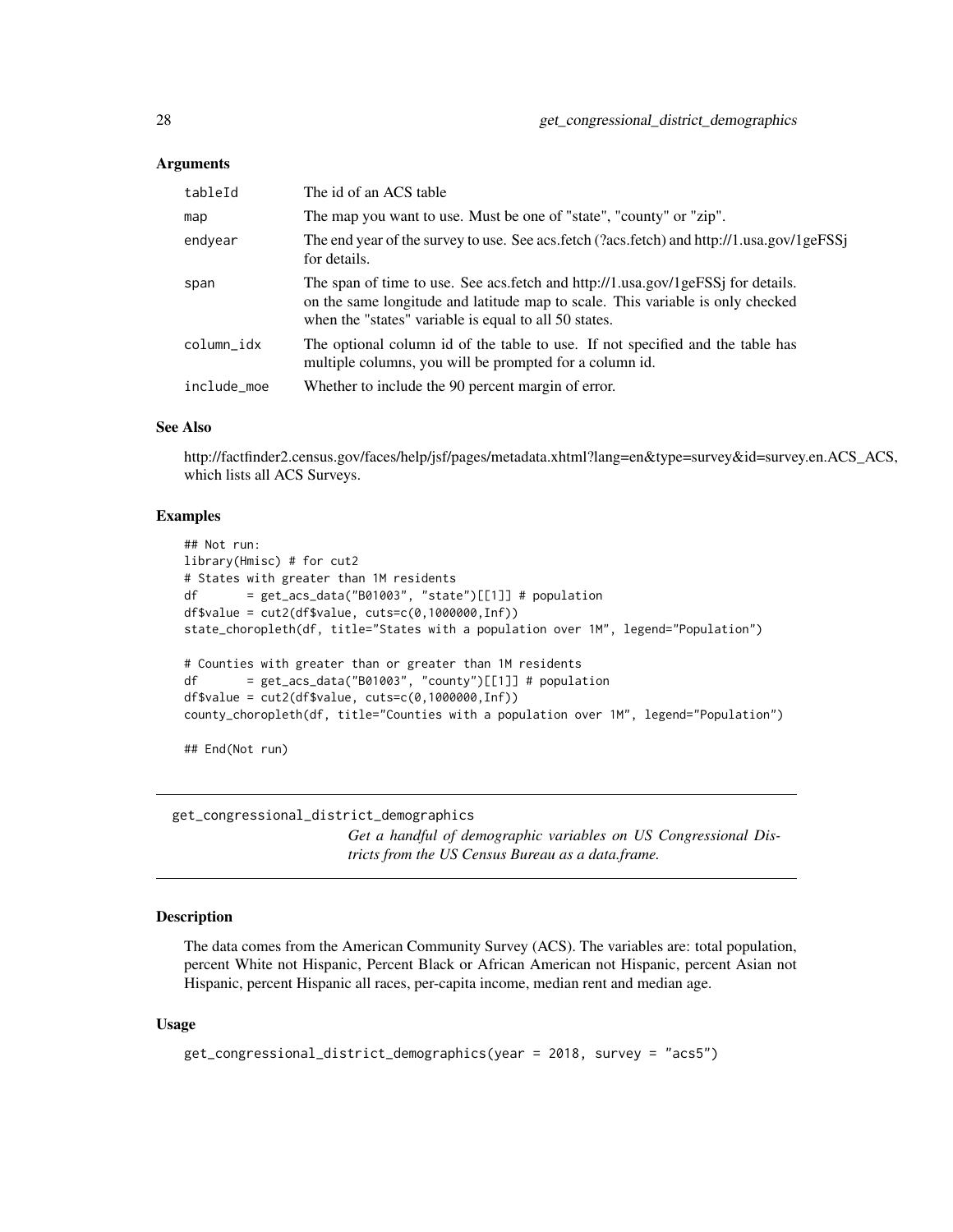### Arguments

| | |
|---|---|
| tableId | The id of an ACS table |
| map | The map you want to use. Must be one of "state", "county" or "zip". |
| endyear | The end year of the survey to use. See acs.fetch (?acs.fetch) and http://1.usa.gov/1geFSSj for details. |
| span | The span of time to use. See acs.fetch and http://1.usa.gov/1geFSSj for details. on the same longitude and latitude map to scale. This variable is only checked when the "states" variable is equal to all 50 states. |
| column_idx | The optional column id of the table to use. If not specified and the table has multiple columns, you will be prompted for a column id. |
| include_moe | Whether to include the 90 percent margin of error. |

### See Also

http://factfinder2.census.gov/faces/help/jsf/pages/metadata.xhtml?lang=en&type=survey&id=survey.en.ACS_ACS, which lists all ACS Surveys.

### Examples

```
## Not run:
library(Hmisc) # for cut2
# States with greater than 1M residents
df       = get_acs_data("B01003", "state")[[1]] # population
df$value = cut2(df$value, cuts=c(0,1000000,Inf))
state_choropleth(df, title="States with a population over 1M", legend="Population")

# Counties with greater than or greater than 1M residents
df       = get_acs_data("B01003", "county")[[1]] # population
df$value = cut2(df$value, cuts=c(0,1000000,Inf))
county_choropleth(df, title="Counties with a population over 1M", legend="Population")

## End(Not run)
```

---

## get_congressional_district_demographics

*Get a handful of demographic variables on US Congressional Districts from the US Census Bureau as a data.frame.*

### Description

The data comes from the American Community Survey (ACS). The variables are: total population, percent White not Hispanic, Percent Black or African American not Hispanic, percent Asian not Hispanic, percent Hispanic all races, per-capita income, median rent and median age.

### Usage

```
get_congressional_district_demographics(year = 2018, survey = "acs5")
```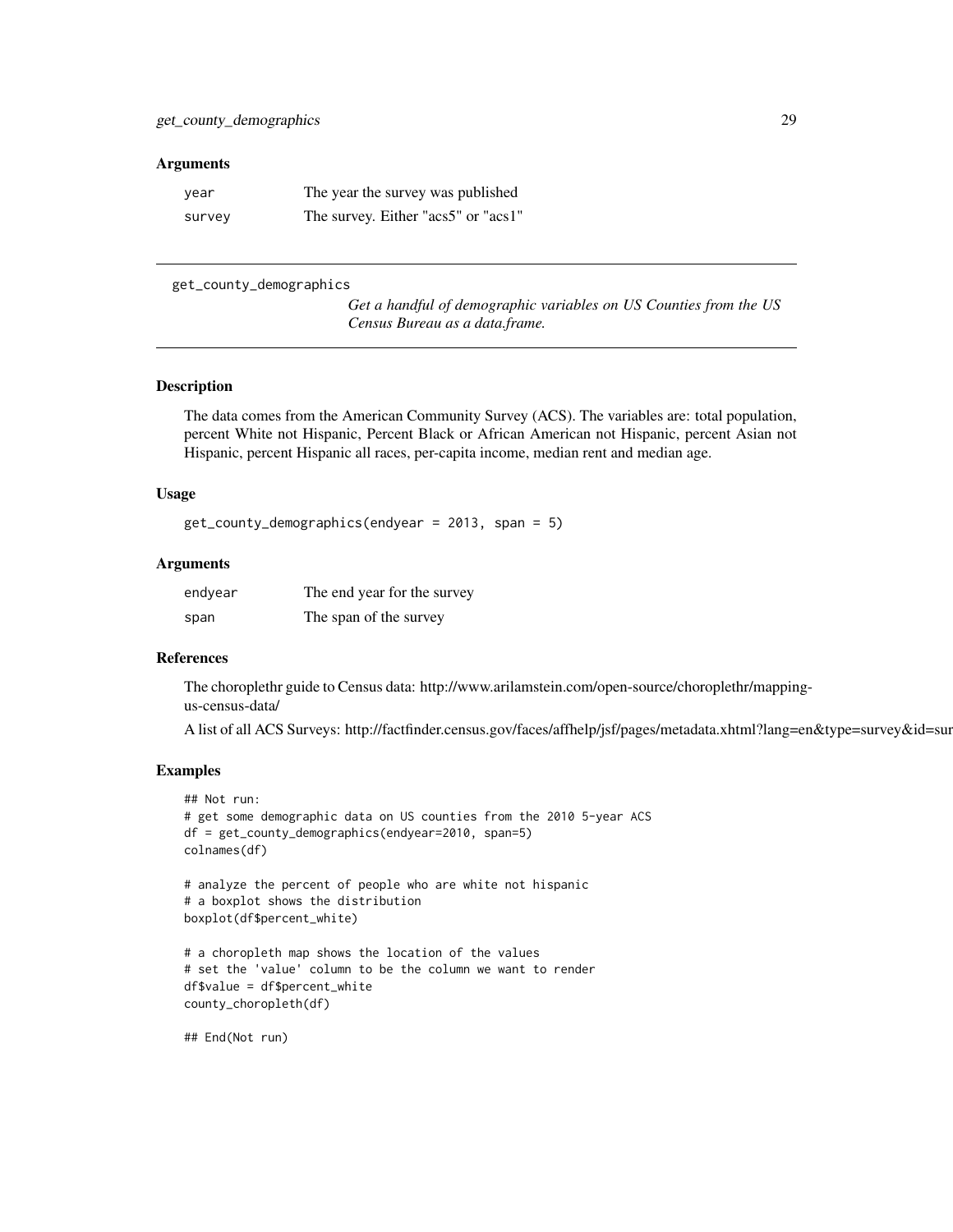### Arguments

| | |
|---|---|
| `year` | The year the survey was published |
| `survey` | The survey. Either "acs5" or "acs1" |

---

`get_county_demographics` *Get a handful of demographic variables on US Counties from the US Census Bureau as a data.frame.*

---

### Description

The data comes from the American Community Survey (ACS). The variables are: total population, percent White not Hispanic, Percent Black or African American not Hispanic, percent Asian not Hispanic, percent Hispanic all races, per-capita income, median rent and median age.

### Usage

```
get_county_demographics(endyear = 2013, span = 5)
```

### Arguments

| | |
|---|---|
| `endyear` | The end year for the survey |
| `span` | The span of the survey |

### References

The choroplethr guide to Census data: http://www.arilamstein.com/open-source/choroplethr/mapping-us-census-data/

A list of all ACS Surveys: http://factfinder.census.gov/faces/affhelp/jsf/pages/metadata.xhtml?lang=en&type=survey&id=sur

### Examples

```
## Not run:
# get some demographic data on US counties from the 2010 5-year ACS
df = get_county_demographics(endyear=2010, span=5)
colnames(df)

# analyze the percent of people who are white not hispanic
# a boxplot shows the distribution
boxplot(df$percent_white)

# a choropleth map shows the location of the values
# set the 'value' column to be the column we want to render
df$value = df$percent_white
county_choropleth(df)

## End(Not run)
```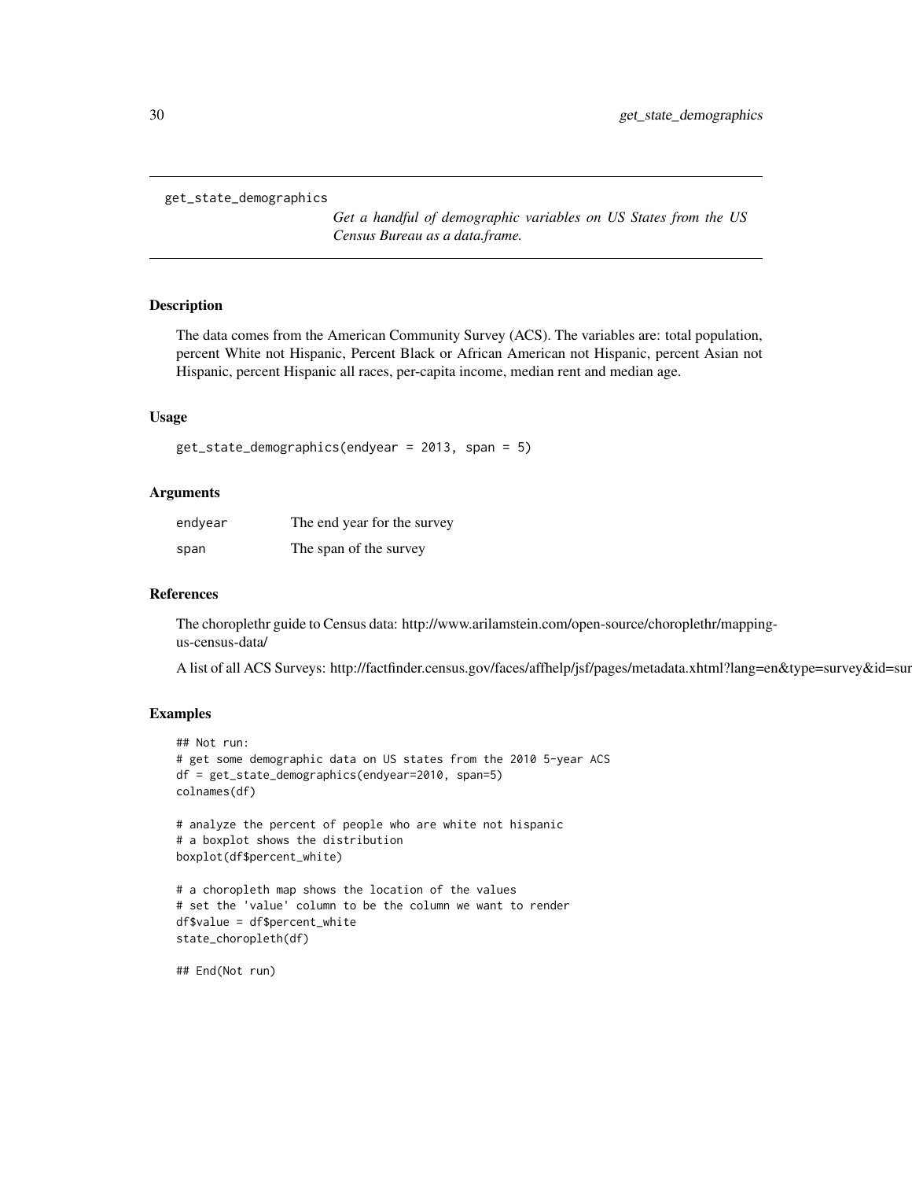# get_state_demographics

*Get a handful of demographic variables on US States from the US Census Bureau as a data.frame.*

## Description

The data comes from the American Community Survey (ACS). The variables are: total population, percent White not Hispanic, Percent Black or African American not Hispanic, percent Asian not Hispanic, percent Hispanic all races, per-capita income, median rent and median age.

## Usage

```
get_state_demographics(endyear = 2013, span = 5)
```

## Arguments

| | |
|---|---|
| endyear | The end year for the survey |
| span | The span of the survey |

## References

The choroplethr guide to Census data: http://www.arilamstein.com/open-source/choroplethr/mapping-us-census-data/

A list of all ACS Surveys: http://factfinder.census.gov/faces/affhelp/jsf/pages/metadata.xhtml?lang=en&type=survey&id=sur

## Examples

```
## Not run:
# get some demographic data on US states from the 2010 5-year ACS
df = get_state_demographics(endyear=2010, span=5)
colnames(df)

# analyze the percent of people who are white not hispanic
# a boxplot shows the distribution
boxplot(df$percent_white)

# a choropleth map shows the location of the values
# set the 'value' column to be the column we want to render
df$value = df$percent_white
state_choropleth(df)

## End(Not run)
```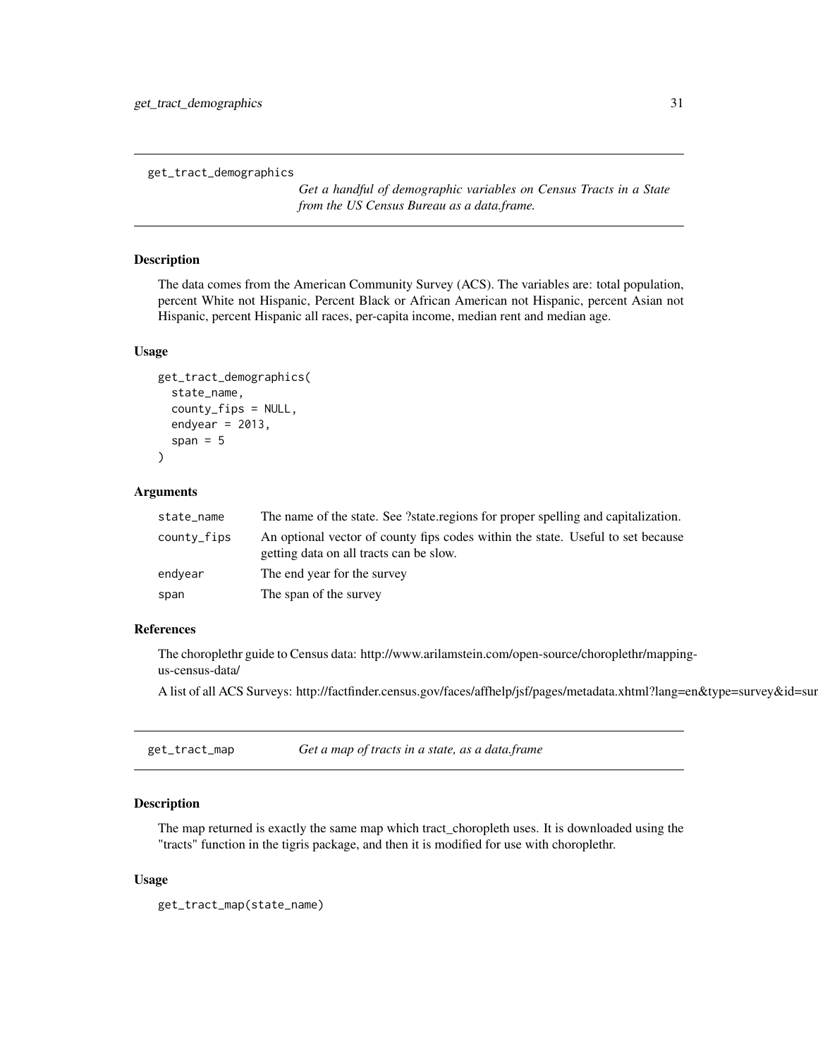## get_tract_demographics

*Get a handful of demographic variables on Census Tracts in a State from the US Census Bureau as a data.frame.*

### Description

The data comes from the American Community Survey (ACS). The variables are: total population, percent White not Hispanic, Percent Black or African American not Hispanic, percent Asian not Hispanic, percent Hispanic all races, per-capita income, median rent and median age.

### Usage

```
get_tract_demographics(
  state_name,
  county_fips = NULL,
  endyear = 2013,
  span = 5
)
```

### Arguments

| | |
|---|---|
| state_name | The name of the state. See ?state.regions for proper spelling and capitalization. |
| county_fips | An optional vector of county fips codes within the state. Useful to set because getting data on all tracts can be slow. |
| endyear | The end year for the survey |
| span | The span of the survey |

### References

The choroplethr guide to Census data: http://www.arilamstein.com/open-source/choroplethr/mapping-us-census-data/

A list of all ACS Surveys: http://factfinder.census.gov/faces/affhelp/jsf/pages/metadata.xhtml?lang=en&type=survey&id=sur

## get_tract_map

*Get a map of tracts in a state, as a data.frame*

### Description

The map returned is exactly the same map which tract_choropleth uses. It is downloaded using the "tracts" function in the tigris package, and then it is modified for use with choroplethr.

### Usage

```
get_tract_map(state_name)
```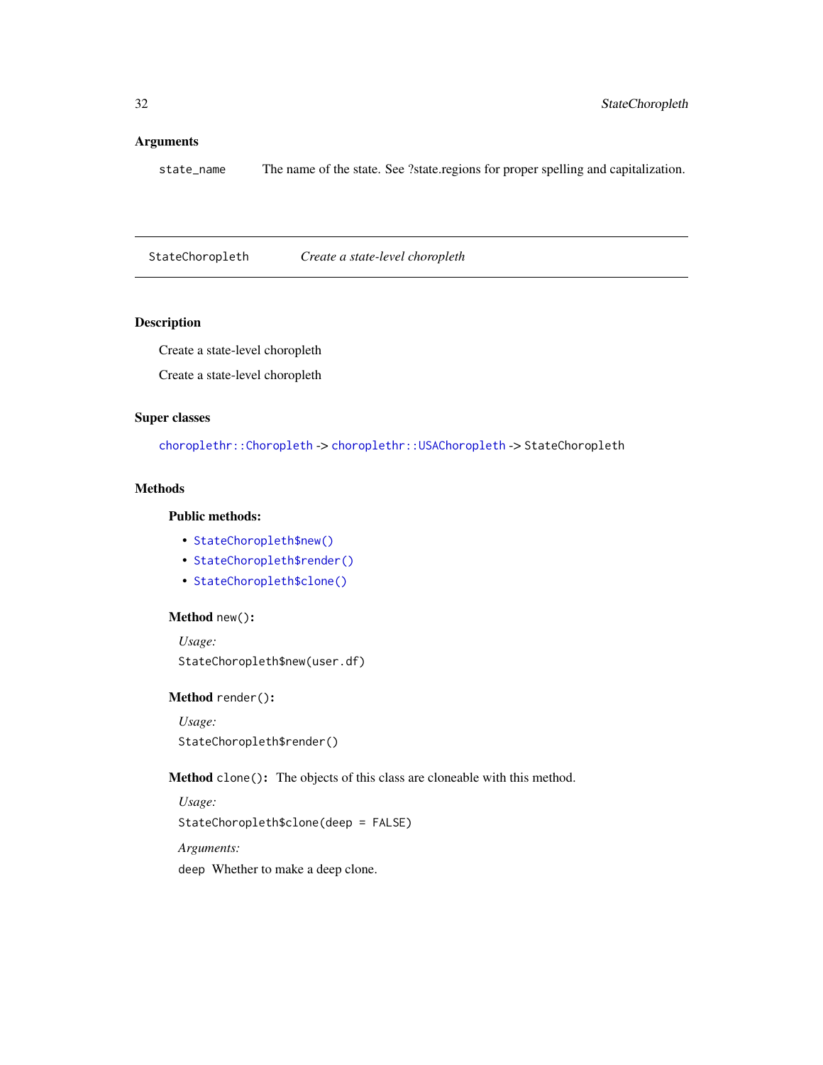### Arguments

state_name The name of the state. See ?state.regions for proper spelling and capitalization.

---

## StateChoropleth *Create a state-level choropleth*

---

### Description

Create a state-level choropleth

Create a state-level choropleth

### Super classes

`choroplethr::Choropleth` -> `choroplethr::USAChoropleth` -> `StateChoropleth`

### Methods

#### Public methods:

- `StateChoropleth$new()`
- `StateChoropleth$render()`
- `StateChoropleth$clone()`

**Method** `new()`**:**

*Usage:*

```
StateChoropleth$new(user.df)
```

**Method** `render()`**:**

*Usage:*

```
StateChoropleth$render()
```

**Method** `clone()`**:** The objects of this class are cloneable with this method.

*Usage:*

```
StateChoropleth$clone(deep = FALSE)
```

*Arguments:*

`deep` Whether to make a deep clone.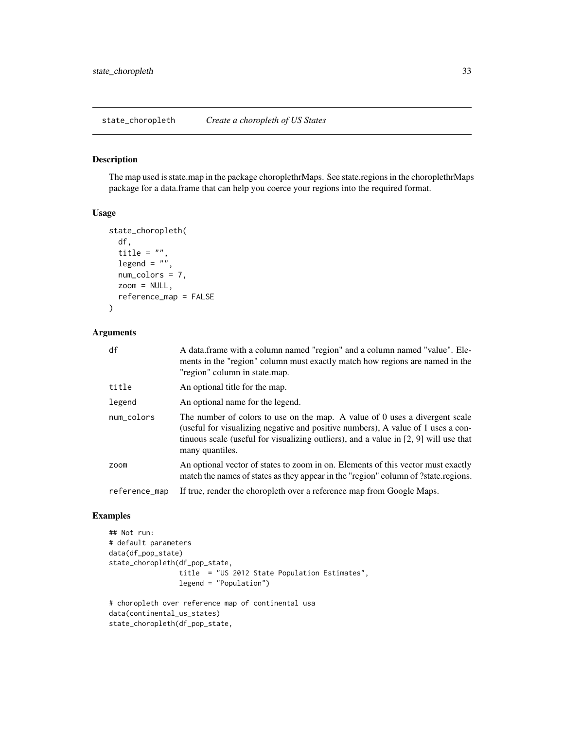## state_choropleth *Create a choropleth of US States*

### Description

The map used is state.map in the package choroplethrMaps. See state.regions in the choroplethrMaps package for a data.frame that can help you coerce your regions into the required format.

### Usage

```
state_choropleth(
  df,
  title = "",
  legend = "",
  num_colors = 7,
  zoom = NULL,
  reference_map = FALSE
)
```

### Arguments

| | |
|---|---|
| df | A data.frame with a column named "region" and a column named "value". Elements in the "region" column must exactly match how regions are named in the "region" column in state.map. |
| title | An optional title for the map. |
| legend | An optional name for the legend. |
| num_colors | The number of colors to use on the map. A value of 0 uses a divergent scale (useful for visualizing negative and positive numbers), A value of 1 uses a continuous scale (useful for visualizing outliers), and a value in [2, 9] will use that many quantiles. |
| zoom | An optional vector of states to zoom in on. Elements of this vector must exactly match the names of states as they appear in the "region" column of ?state.regions. |
| reference_map | If true, render the choropleth over a reference map from Google Maps. |

### Examples

```
## Not run:
# default parameters
data(df_pop_state)
state_choropleth(df_pop_state,
                 title  = "US 2012 State Population Estimates",
                 legend = "Population")

# choropleth over reference map of continental usa
data(continental_us_states)
state_choropleth(df_pop_state,
```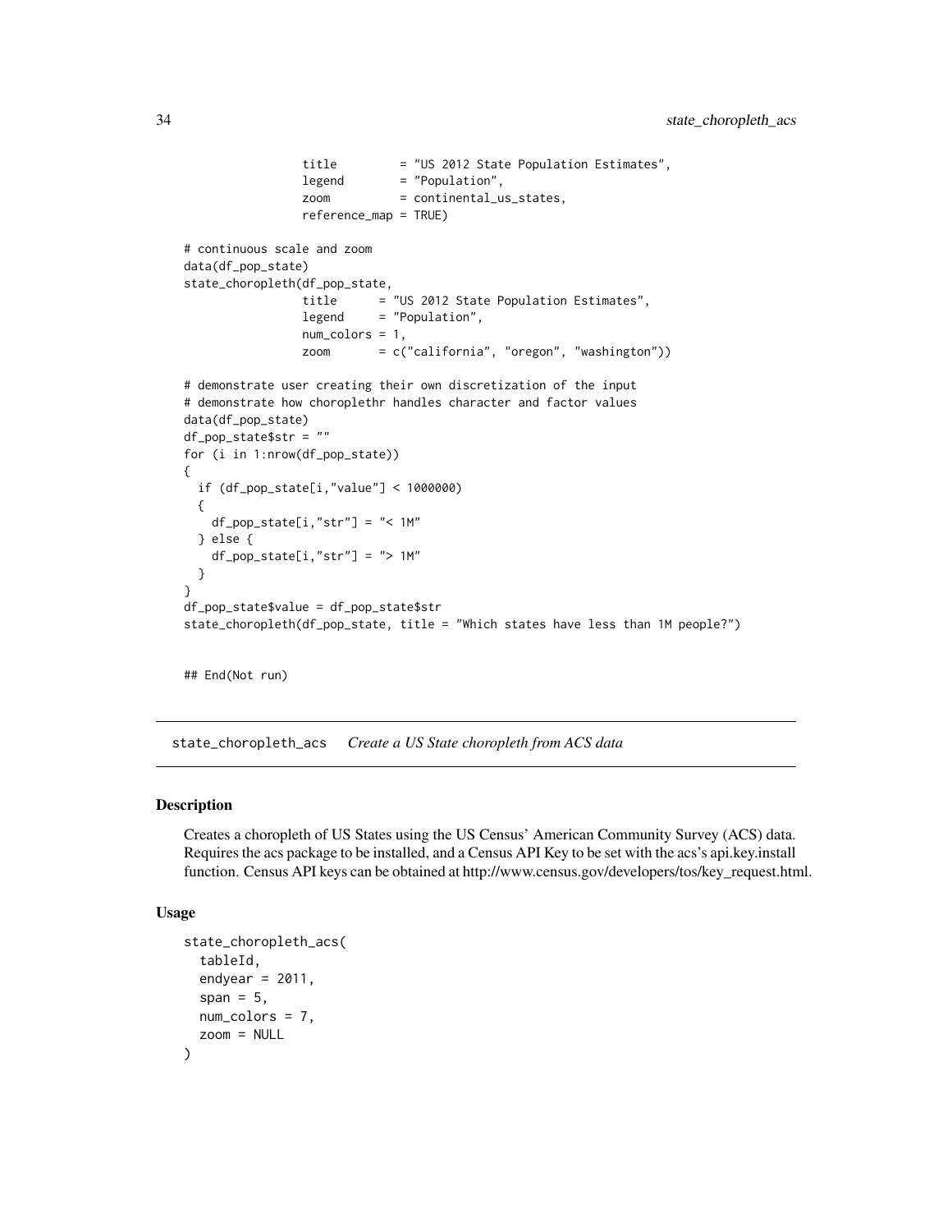```
                 title         = "US 2012 State Population Estimates",
                 legend        = "Population",
                 zoom          = continental_us_states,
                 reference_map = TRUE)

# continuous scale and zoom
data(df_pop_state)
state_choropleth(df_pop_state,
                 title      = "US 2012 State Population Estimates",
                 legend     = "Population",
                 num_colors = 1,
                 zoom       = c("california", "oregon", "washington"))

# demonstrate user creating their own discretization of the input
# demonstrate how choroplethr handles character and factor values
data(df_pop_state)
df_pop_state$str = ""
for (i in 1:nrow(df_pop_state))
{
  if (df_pop_state[i,"value"] < 1000000)
  {
    df_pop_state[i,"str"] = "< 1M"
  } else {
    df_pop_state[i,"str"] = "> 1M"
  }
}
df_pop_state$value = df_pop_state$str
state_choropleth(df_pop_state, title = "Which states have less than 1M people?")


## End(Not run)
```

---

`state_choropleth_acs` *Create a US State choropleth from ACS data*

---

### Description

Creates a choropleth of US States using the US Census' American Community Survey (ACS) data. Requires the acs package to be installed, and a Census API Key to be set with the acs's api.key.install function. Census API keys can be obtained at http://www.census.gov/developers/tos/key_request.html.

### Usage

```
state_choropleth_acs(
  tableId,
  endyear = 2011,
  span = 5,
  num_colors = 7,
  zoom = NULL
)
```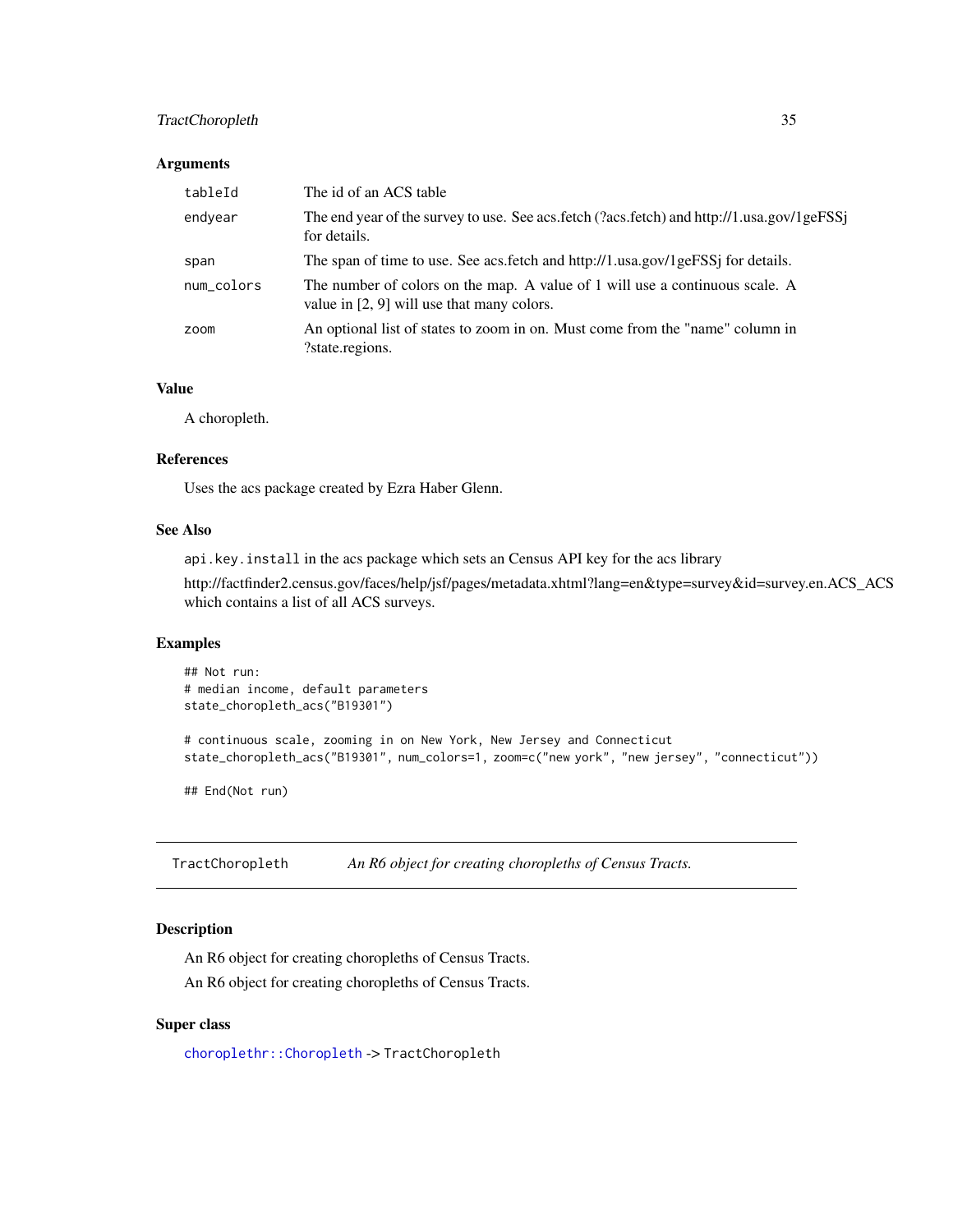## Arguments

| | |
|---|---|
| `tableId` | The id of an ACS table |
| `endyear` | The end year of the survey to use. See acs.fetch (?acs.fetch) and http://1.usa.gov/1geFSSj for details. |
| `span` | The span of time to use. See acs.fetch and http://1.usa.gov/1geFSSj for details. |
| `num_colors` | The number of colors on the map. A value of 1 will use a continuous scale. A value in [2, 9] will use that many colors. |
| `zoom` | An optional list of states to zoom in on. Must come from the "name" column in ?state.regions. |

## Value

A choropleth.

## References

Uses the acs package created by Ezra Haber Glenn.

## See Also

`api.key.install` in the acs package which sets an Census API key for the acs library

http://factfinder2.census.gov/faces/help/jsf/pages/metadata.xhtml?lang=en&type=survey&id=survey.en.ACS_ACS which contains a list of all ACS surveys.

## Examples

```
## Not run:
# median income, default parameters
state_choropleth_acs("B19301")

# continuous scale, zooming in on New York, New Jersey and Connecticut
state_choropleth_acs("B19301", num_colors=1, zoom=c("new york", "new jersey", "connecticut"))

## End(Not run)
```

---

# `TractChoropleth` *An R6 object for creating choropleths of Census Tracts.*

---

## Description

An R6 object for creating choropleths of Census Tracts.

An R6 object for creating choropleths of Census Tracts.

## Super class

`choroplethr::Choropleth` -> `TractChoropleth`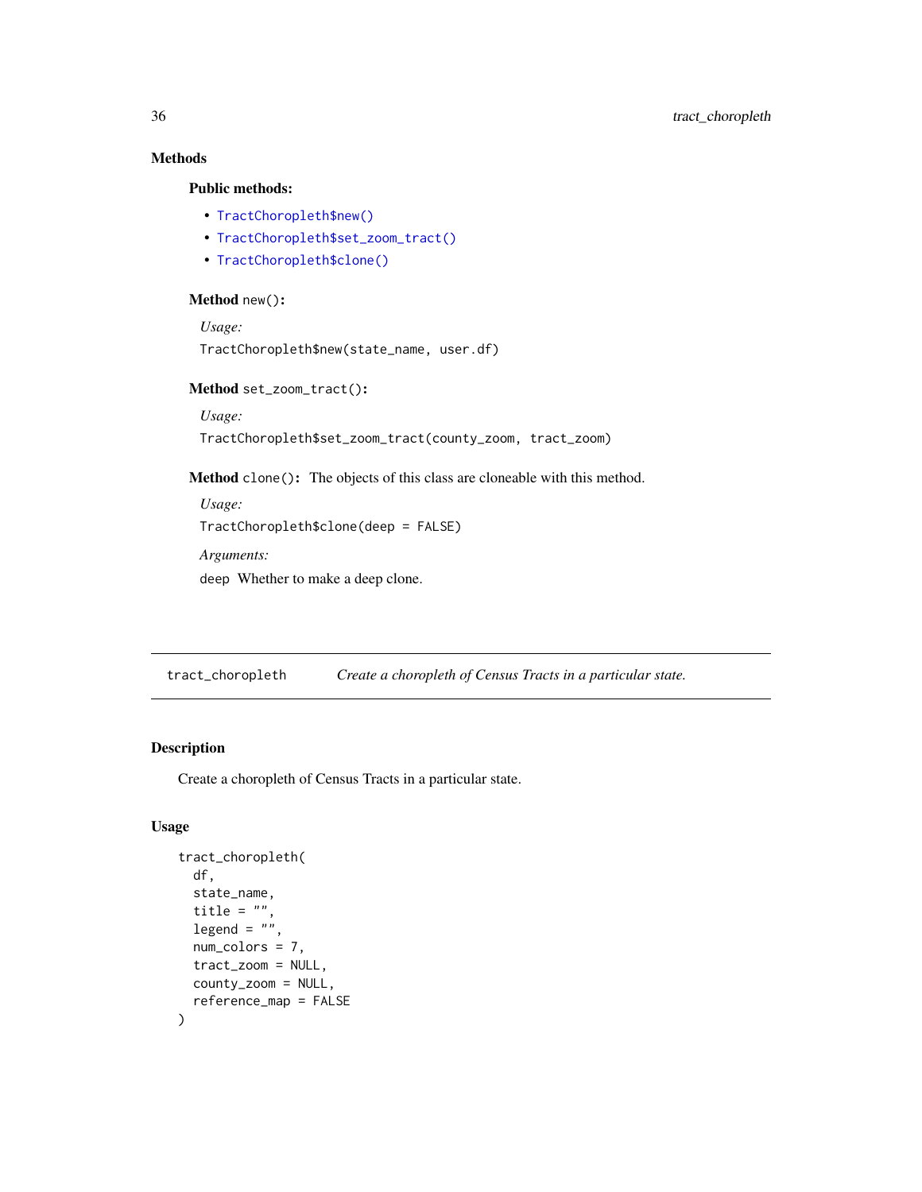## Methods

### Public methods:

- `TractChoropleth$new()`
- `TractChoropleth$set_zoom_tract()`
- `TractChoropleth$clone()`

**Method** `new()`:

*Usage:*

```
TractChoropleth$new(state_name, user.df)
```

**Method** `set_zoom_tract()`:

*Usage:*

```
TractChoropleth$set_zoom_tract(county_zoom, tract_zoom)
```

**Method** `clone()`: The objects of this class are cloneable with this method.

*Usage:*

```
TractChoropleth$clone(deep = FALSE)
```

*Arguments:*

`deep` Whether to make a deep clone.

---

`tract_choropleth` *Create a choropleth of Census Tracts in a particular state.*

---

## Description

Create a choropleth of Census Tracts in a particular state.

## Usage

```
tract_choropleth(
  df,
  state_name,
  title = "",
  legend = "",
  num_colors = 7,
  tract_zoom = NULL,
  county_zoom = NULL,
  reference_map = FALSE
)
```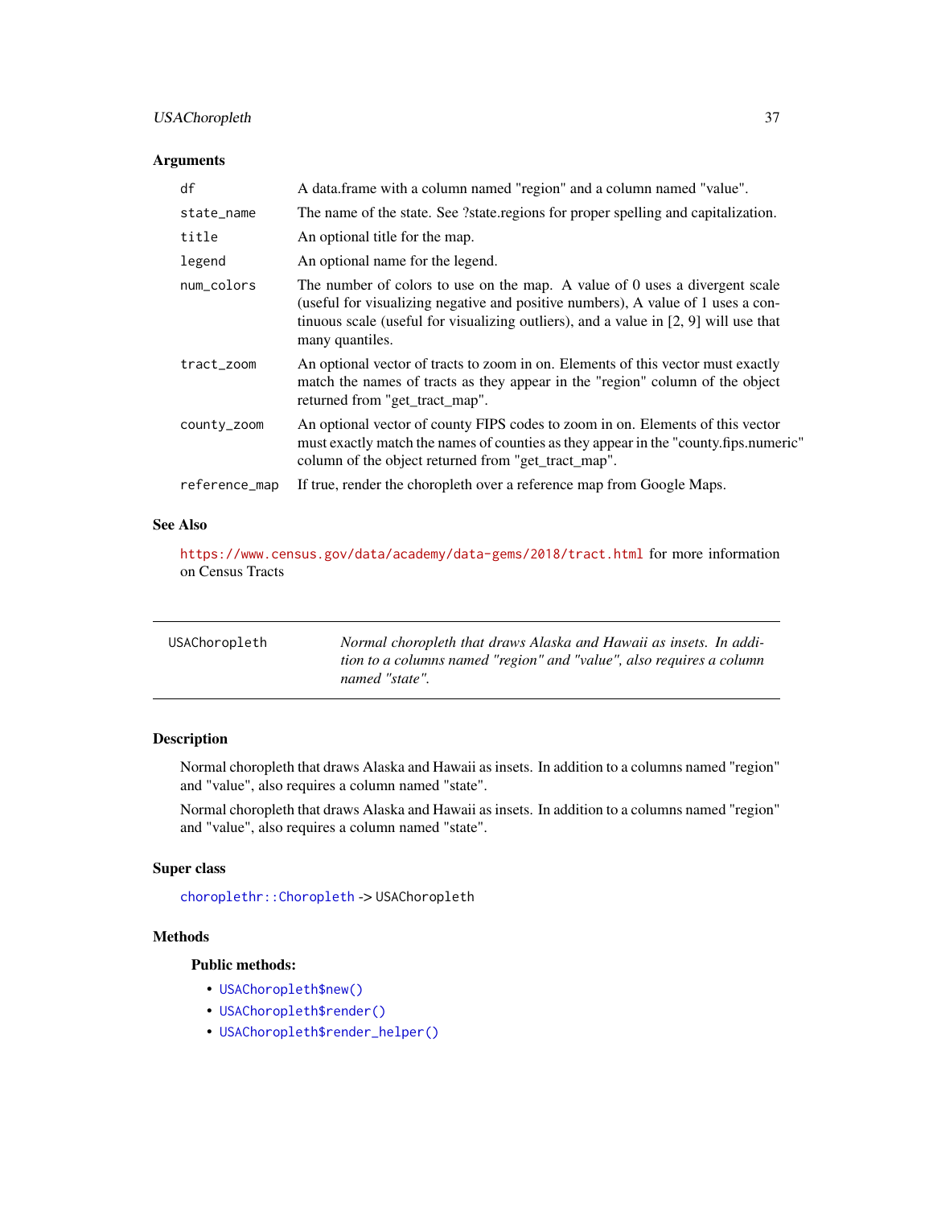### Arguments

| | |
|---|---|
| `df` | A data.frame with a column named "region" and a column named "value". |
| `state_name` | The name of the state. See ?state.regions for proper spelling and capitalization. |
| `title` | An optional title for the map. |
| `legend` | An optional name for the legend. |
| `num_colors` | The number of colors to use on the map. A value of 0 uses a divergent scale (useful for visualizing negative and positive numbers), A value of 1 uses a continuous scale (useful for visualizing outliers), and a value in [2, 9] will use that many quantiles. |
| `tract_zoom` | An optional vector of tracts to zoom in on. Elements of this vector must exactly match the names of tracts as they appear in the "region" column of the object returned from "get_tract_map". |
| `county_zoom` | An optional vector of county FIPS codes to zoom in on. Elements of this vector must exactly match the names of counties as they appear in the "county.fips.numeric" column of the object returned from "get_tract_map". |
| `reference_map` | If true, render the choropleth over a reference map from Google Maps. |

### See Also

https://www.census.gov/data/academy/data-gems/2018/tract.html for more information on Census Tracts

---

`USAChoropleth` *Normal choropleth that draws Alaska and Hawaii as insets. In addition to a columns named "region" and "value", also requires a column named "state".*

---

### Description

Normal choropleth that draws Alaska and Hawaii as insets. In addition to a columns named "region" and "value", also requires a column named "state".

Normal choropleth that draws Alaska and Hawaii as insets. In addition to a columns named "region" and "value", also requires a column named "state".

### Super class

`choroplethr::Choropleth` -> `USAChoropleth`

### Methods

#### Public methods:

- `USAChoropleth$new()`
- `USAChoropleth$render()`
- `USAChoropleth$render_helper()`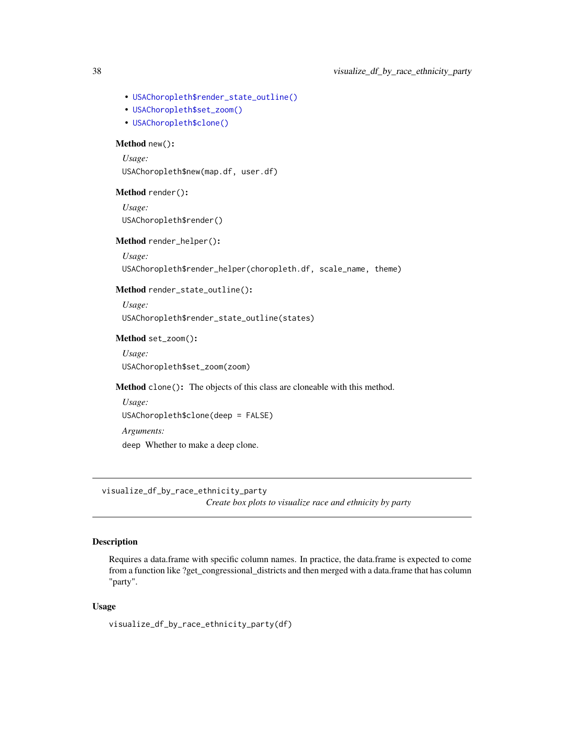- USAChoropleth$render_state_outline()
- USAChoropleth$set_zoom()
- USAChoropleth$clone()

**Method** `new()`:

*Usage:*

```
USAChoropleth$new(map.df, user.df)
```

**Method** `render()`:

*Usage:*

```
USAChoropleth$render()
```

**Method** `render_helper()`:

*Usage:*

```
USAChoropleth$render_helper(choropleth.df, scale_name, theme)
```

**Method** `render_state_outline()`:

*Usage:*

```
USAChoropleth$render_state_outline(states)
```

**Method** `set_zoom()`:

*Usage:*

```
USAChoropleth$set_zoom(zoom)
```

**Method** `clone()`: The objects of this class are cloneable with this method.

*Usage:*

```
USAChoropleth$clone(deep = FALSE)
```

*Arguments:*

`deep` Whether to make a deep clone.

---

`visualize_df_by_race_ethnicity_party`
*Create box plots to visualize race and ethnicity by party*

---

## Description

Requires a data.frame with specific column names. In practice, the data.frame is expected to come from a function like ?get_congressional_districts and then merged with a data.frame that has column "party".

## Usage

```
visualize_df_by_race_ethnicity_party(df)
```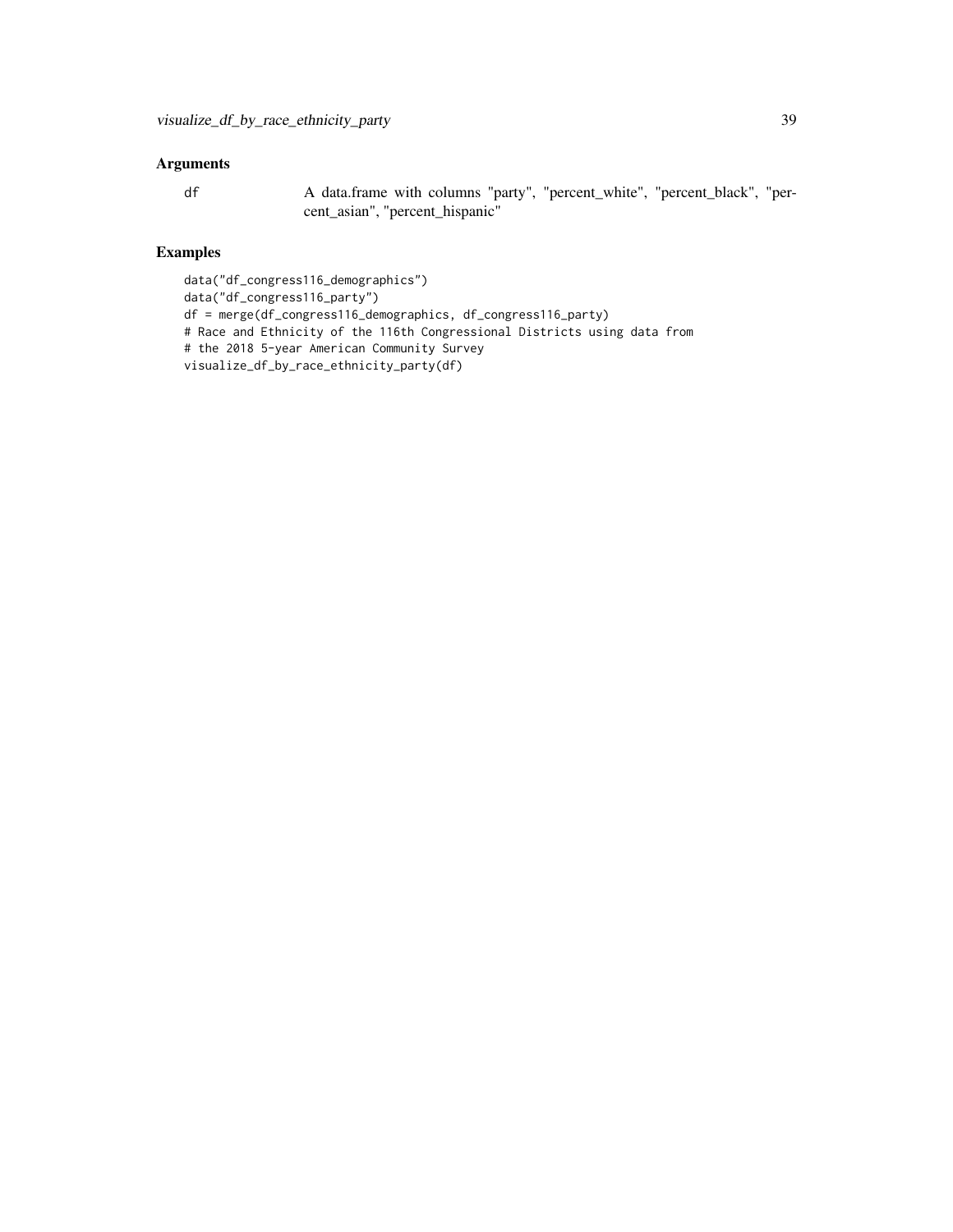## Arguments

df A data.frame with columns "party", "percent_white", "percent_black", "percent_asian", "percent_hispanic"

## Examples

```
data("df_congress116_demographics")
data("df_congress116_party")
df = merge(df_congress116_demographics, df_congress116_party)
# Race and Ethnicity of the 116th Congressional Districts using data from
# the 2018 5-year American Community Survey
visualize_df_by_race_ethnicity_party(df)
```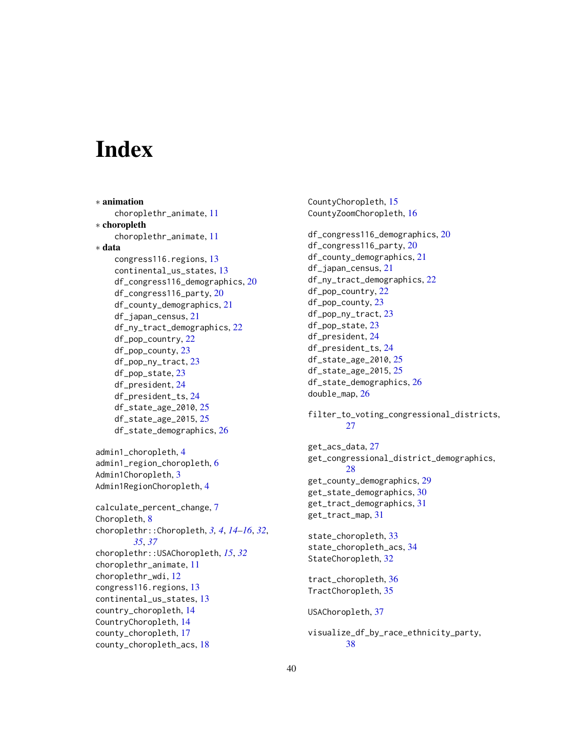# Index

∗ **animation**
choroplethr_animate, 11

∗ **choropleth**
choroplethr_animate, 11

∗ **data**
congress116.regions, 13
continental_us_states, 13
df_congress116_demographics, 20
df_congress116_party, 20
df_county_demographics, 21
df_japan_census, 21
df_ny_tract_demographics, 22
df_pop_country, 22
df_pop_county, 23
df_pop_ny_tract, 23
df_pop_state, 23
df_president, 24
df_president_ts, 24
df_state_age_2010, 25
df_state_age_2015, 25
df_state_demographics, 26

admin1_choropleth, 4
admin1_region_choropleth, 6
Admin1Choropleth, 3
Admin1RegionChoropleth, 4

calculate_percent_change, 7
Choropleth, 8
choroplethr::Choropleth, *3, 4*, *14–16*, *32*, *35*, *37*
choroplethr::USAChoropleth, *15*, *32*
choroplethr_animate, 11
choroplethr_wdi, 12
congress116.regions, 13
continental_us_states, 13
country_choropleth, 14
CountryChoropleth, 14
county_choropleth, 17
county_choropleth_acs, 18
CountyChoropleth, 15
CountyZoomChoropleth, 16

df_congress116_demographics, 20
df_congress116_party, 20
df_county_demographics, 21
df_japan_census, 21
df_ny_tract_demographics, 22
df_pop_country, 22
df_pop_county, 23
df_pop_ny_tract, 23
df_pop_state, 23
df_president, 24
df_president_ts, 24
df_state_age_2010, 25
df_state_age_2015, 25
df_state_demographics, 26
double_map, 26

filter_to_voting_congressional_districts, 27

get_acs_data, 27
get_congressional_district_demographics, 28
get_county_demographics, 29
get_state_demographics, 30
get_tract_demographics, 31
get_tract_map, 31

state_choropleth, 33
state_choropleth_acs, 34
StateChoropleth, 32

tract_choropleth, 36
TractChoropleth, 35

USAChoropleth, 37

visualize_df_by_race_ethnicity_party, 38